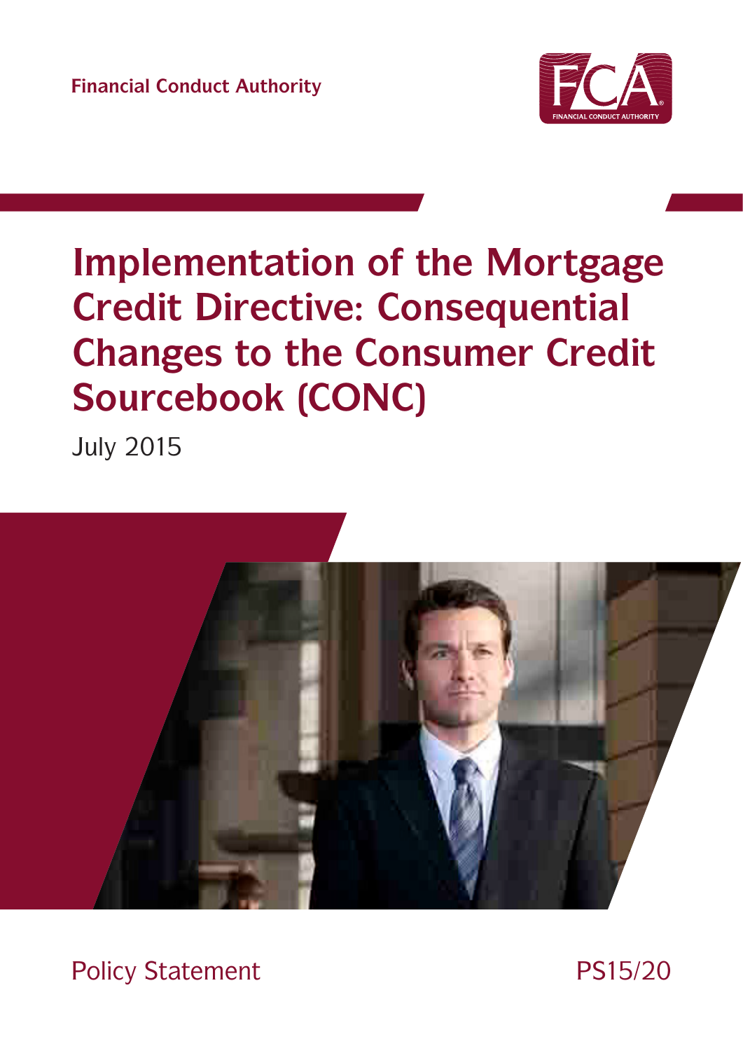Financial Conduct Authority

# Implementation of the Mortgage Credit Directive: Consequential Changes to the Consumer Credit Sourcebook (CONC)

July 2015

Policy Statement

PS15/20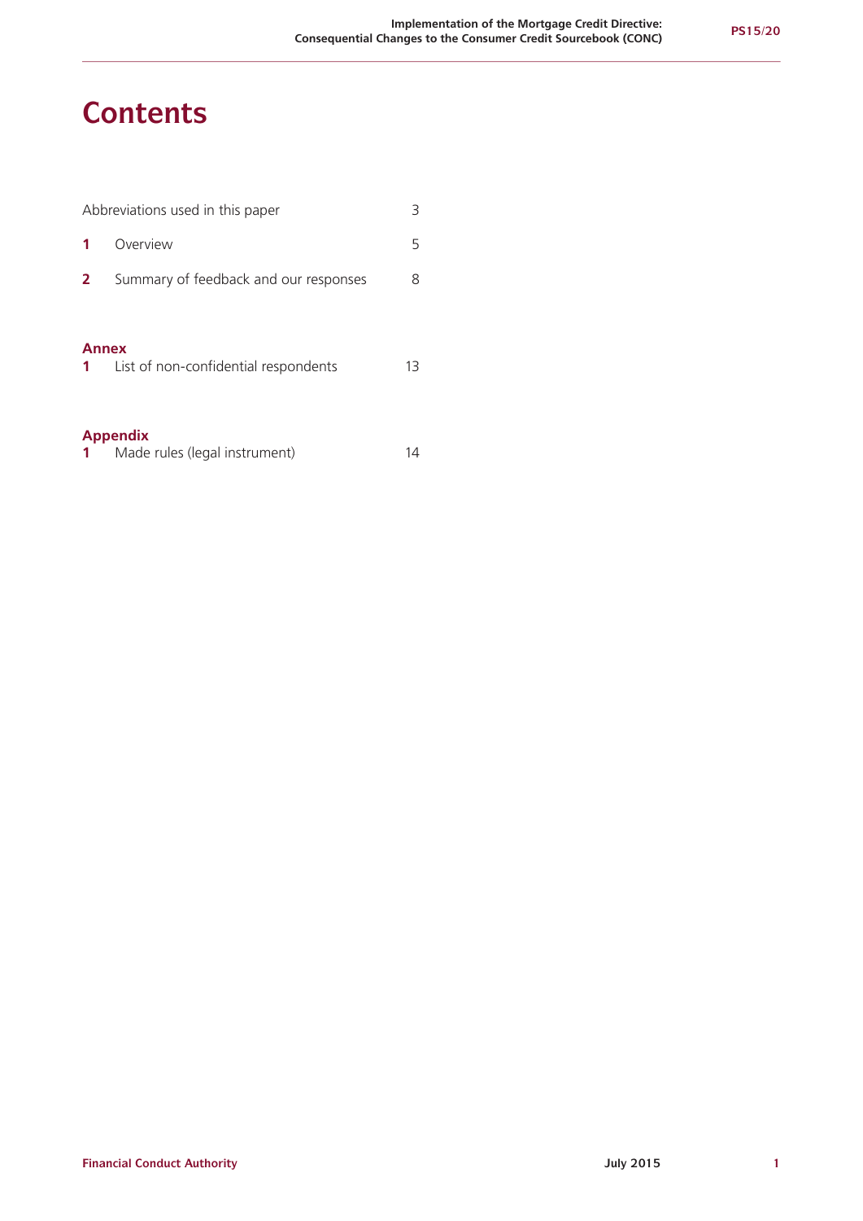# Contents

| | | |
|---|---|---|
| | Abbreviations used in this paper | 3 |
| **1** | Overview | 5 |
| **2** | Summary of feedback and our responses | 8 |

**Annex**

| | | |
|---|---|---|
| **1** | List of non-confidential respondents | 13 |

**Appendix**

| | | |
|---|---|---|
| **1** | Made rules (legal instrument) | 14 |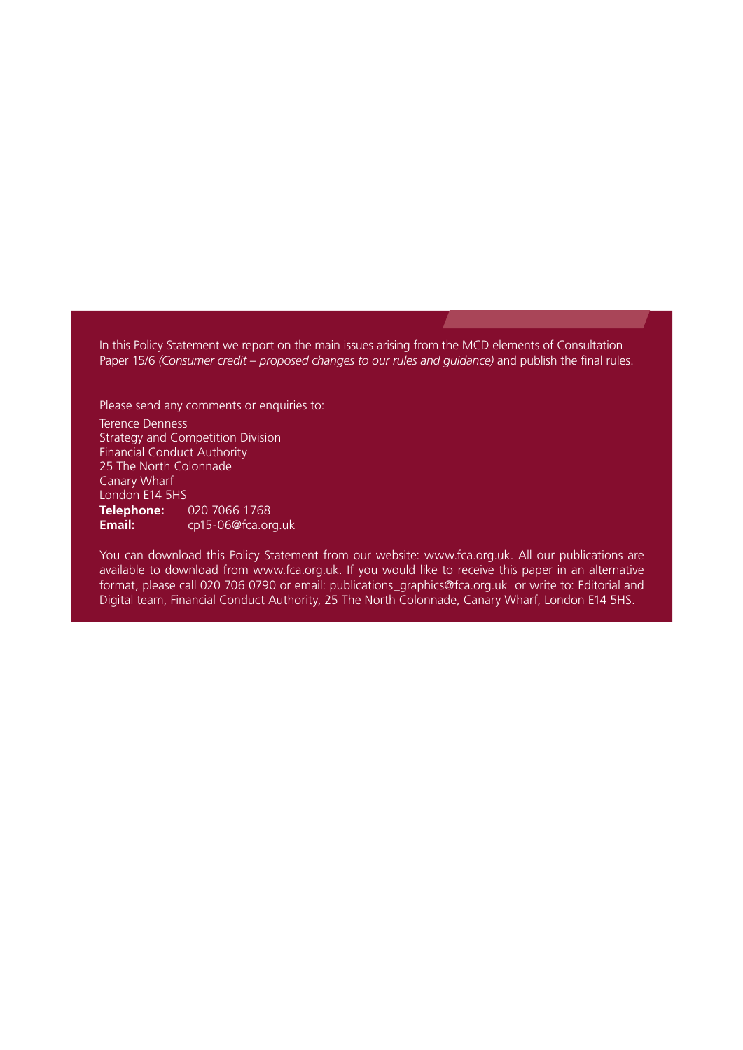In this Policy Statement we report on the main issues arising from the MCD elements of Consultation Paper 15/6 *(Consumer credit – proposed changes to our rules and guidance)* and publish the final rules.

Please send any comments or enquiries to:

Terence Denness
Strategy and Competition Division
Financial Conduct Authority
25 The North Colonnade
Canary Wharf
London E14 5HS
**Telephone:** 020 7066 1768
**Email:** cp15-06@fca.org.uk

You can download this Policy Statement from our website: www.fca.org.uk. All our publications are available to download from www.fca.org.uk. If you would like to receive this paper in an alternative format, please call 020 706 0790 or email: publications_graphics@fca.org.uk or write to: Editorial and Digital team, Financial Conduct Authority, 25 The North Colonnade, Canary Wharf, London E14 5HS.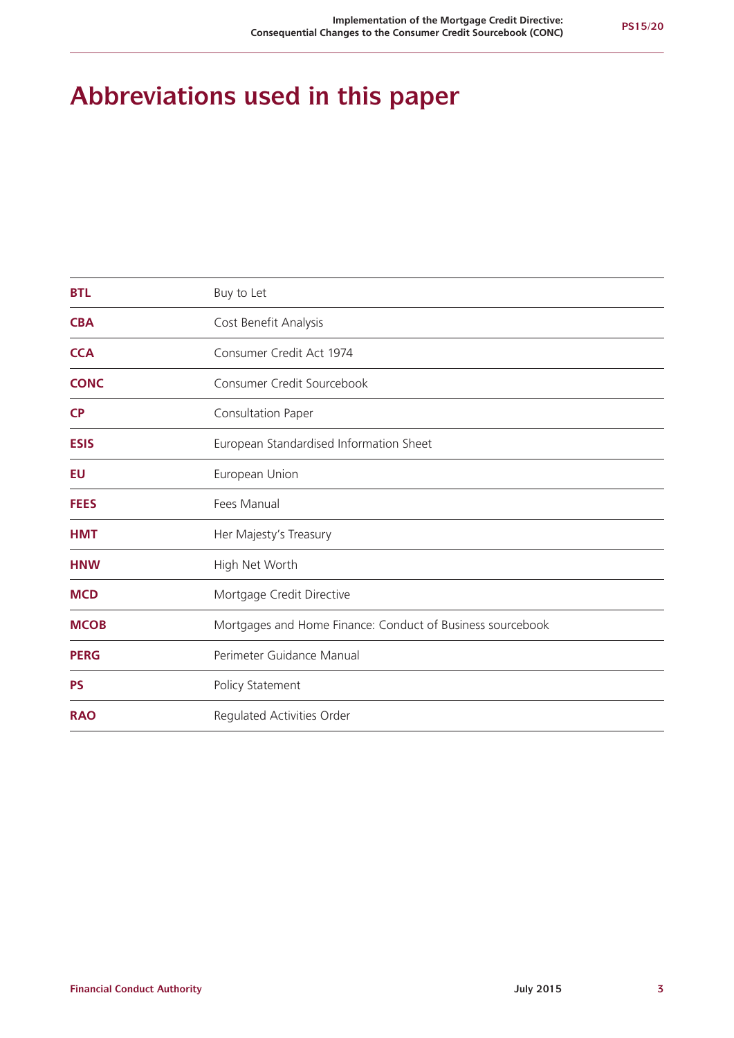# Abbreviations used in this paper

| | |
|---|---|
| **BTL** | Buy to Let |
| **CBA** | Cost Benefit Analysis |
| **CCA** | Consumer Credit Act 1974 |
| **CONC** | Consumer Credit Sourcebook |
| **CP** | Consultation Paper |
| **ESIS** | European Standardised Information Sheet |
| **EU** | European Union |
| **FEES** | Fees Manual |
| **HMT** | Her Majesty's Treasury |
| **HNW** | High Net Worth |
| **MCD** | Mortgage Credit Directive |
| **MCOB** | Mortgages and Home Finance: Conduct of Business sourcebook |
| **PERG** | Perimeter Guidance Manual |
| **PS** | Policy Statement |
| **RAO** | Regulated Activities Order |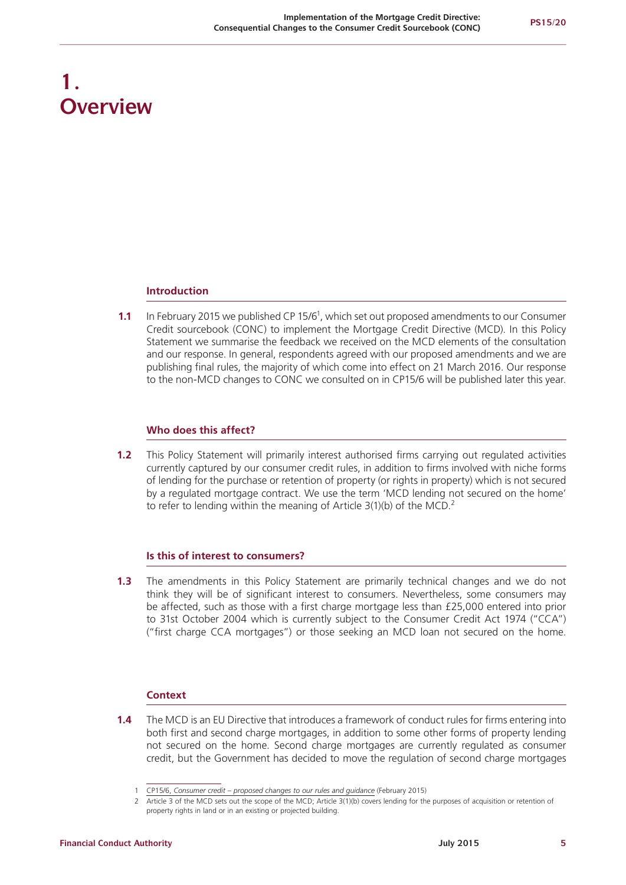# 1. Overview

## Introduction

**1.1** In February 2015 we published CP 15/6[1], which set out proposed amendments to our Consumer Credit sourcebook (CONC) to implement the Mortgage Credit Directive (MCD). In this Policy Statement we summarise the feedback we received on the MCD elements of the consultation and our response. In general, respondents agreed with our proposed amendments and we are publishing final rules, the majority of which come into effect on 21 March 2016. Our response to the non-MCD changes to CONC we consulted on in CP15/6 will be published later this year.

## Who does this affect?

**1.2** This Policy Statement will primarily interest authorised firms carrying out regulated activities currently captured by our consumer credit rules, in addition to firms involved with niche forms of lending for the purchase or retention of property (or rights in property) which is not secured by a regulated mortgage contract. We use the term 'MCD lending not secured on the home' to refer to lending within the meaning of Article 3(1)(b) of the MCD.[2]

## Is this of interest to consumers?

**1.3** The amendments in this Policy Statement are primarily technical changes and we do not think they will be of significant interest to consumers. Nevertheless, some consumers may be affected, such as those with a first charge mortgage less than £25,000 entered into prior to 31st October 2004 which is currently subject to the Consumer Credit Act 1974 ("CCA") ("first charge CCA mortgages") or those seeking an MCD loan not secured on the home.

## Context

**1.4** The MCD is an EU Directive that introduces a framework of conduct rules for firms entering into both first and second charge mortgages, in addition to some other forms of property lending not secured on the home. Second charge mortgages are currently regulated as consumer credit, but the Government has decided to move the regulation of second charge mortgages

---

1 CP15/6, *Consumer credit – proposed changes to our rules and guidance* (February 2015)

2 Article 3 of the MCD sets out the scope of the MCD; Article 3(1)(b) covers lending for the purposes of acquisition or retention of property rights in land or in an existing or projected building.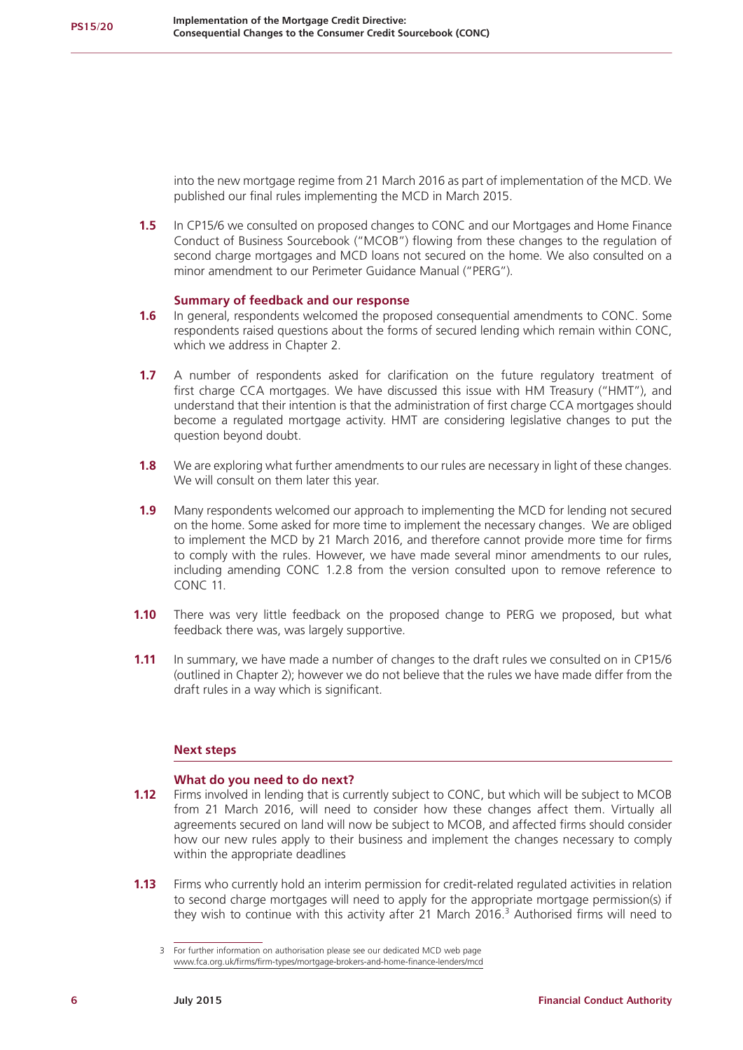into the new mortgage regime from 21 March 2016 as part of implementation of the MCD. We published our final rules implementing the MCD in March 2015.

**1.5** In CP15/6 we consulted on proposed changes to CONC and our Mortgages and Home Finance Conduct of Business Sourcebook ("MCOB") flowing from these changes to the regulation of second charge mortgages and MCD loans not secured on the home. We also consulted on a minor amendment to our Perimeter Guidance Manual ("PERG").

### Summary of feedback and our response

**1.6** In general, respondents welcomed the proposed consequential amendments to CONC. Some respondents raised questions about the forms of secured lending which remain within CONC, which we address in Chapter 2.

**1.7** A number of respondents asked for clarification on the future regulatory treatment of first charge CCA mortgages. We have discussed this issue with HM Treasury ("HMT"), and understand that their intention is that the administration of first charge CCA mortgages should become a regulated mortgage activity. HMT are considering legislative changes to put the question beyond doubt.

**1.8** We are exploring what further amendments to our rules are necessary in light of these changes. We will consult on them later this year.

**1.9** Many respondents welcomed our approach to implementing the MCD for lending not secured on the home. Some asked for more time to implement the necessary changes. We are obliged to implement the MCD by 21 March 2016, and therefore cannot provide more time for firms to comply with the rules. However, we have made several minor amendments to our rules, including amending CONC 1.2.8 from the version consulted upon to remove reference to CONC 11.

**1.10** There was very little feedback on the proposed change to PERG we proposed, but what feedback there was, was largely supportive.

**1.11** In summary, we have made a number of changes to the draft rules we consulted on in CP15/6 (outlined in Chapter 2); however we do not believe that the rules we have made differ from the draft rules in a way which is significant.

## Next steps

### What do you need to do next?

**1.12** Firms involved in lending that is currently subject to CONC, but which will be subject to MCOB from 21 March 2016, will need to consider how these changes affect them. Virtually all agreements secured on land will now be subject to MCOB, and affected firms should consider how our new rules apply to their business and implement the changes necessary to comply within the appropriate deadlines

**1.13** Firms who currently hold an interim permission for credit-related regulated activities in relation to second charge mortgages will need to apply for the appropriate mortgage permission(s) if they wish to continue with this activity after 21 March 2016.[3] Authorised firms will need to

3 For further information on authorisation please see our dedicated MCD web page www.fca.org.uk/firms/firm-types/mortgage-brokers-and-home-finance-lenders/mcd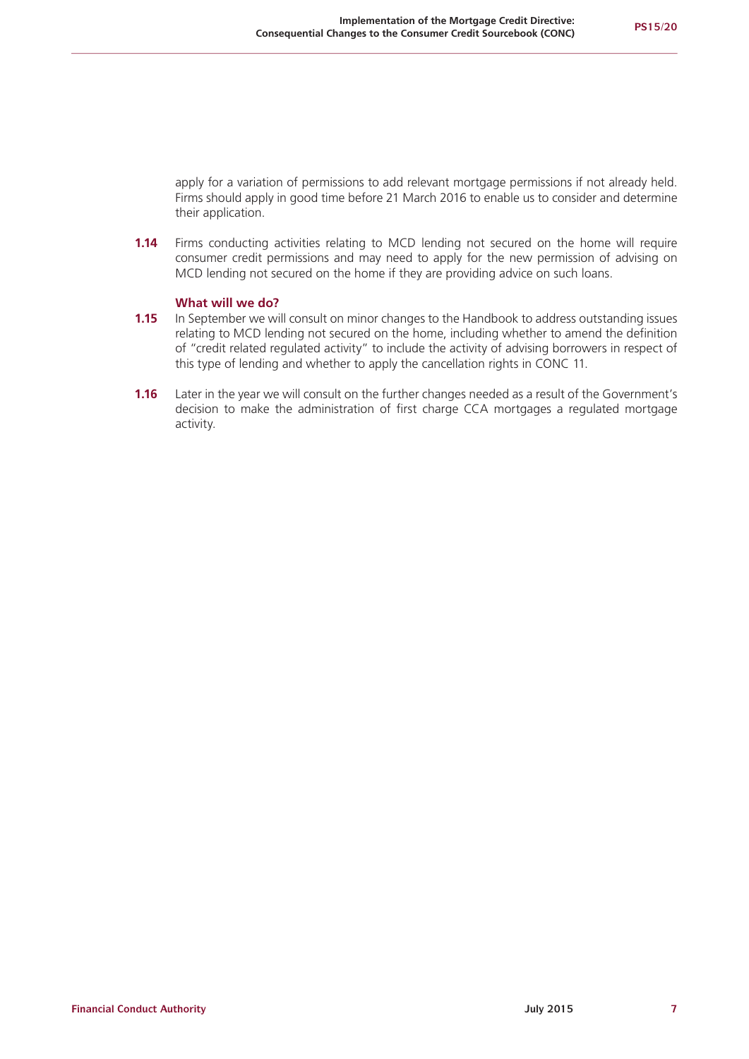apply for a variation of permissions to add relevant mortgage permissions if not already held. Firms should apply in good time before 21 March 2016 to enable us to consider and determine their application.

**1.14** Firms conducting activities relating to MCD lending not secured on the home will require consumer credit permissions and may need to apply for the new permission of advising on MCD lending not secured on the home if they are providing advice on such loans.

### What will we do?

**1.15** In September we will consult on minor changes to the Handbook to address outstanding issues relating to MCD lending not secured on the home, including whether to amend the definition of "credit related regulated activity" to include the activity of advising borrowers in respect of this type of lending and whether to apply the cancellation rights in CONC 11.

**1.16** Later in the year we will consult on the further changes needed as a result of the Government's decision to make the administration of first charge CCA mortgages a regulated mortgage activity.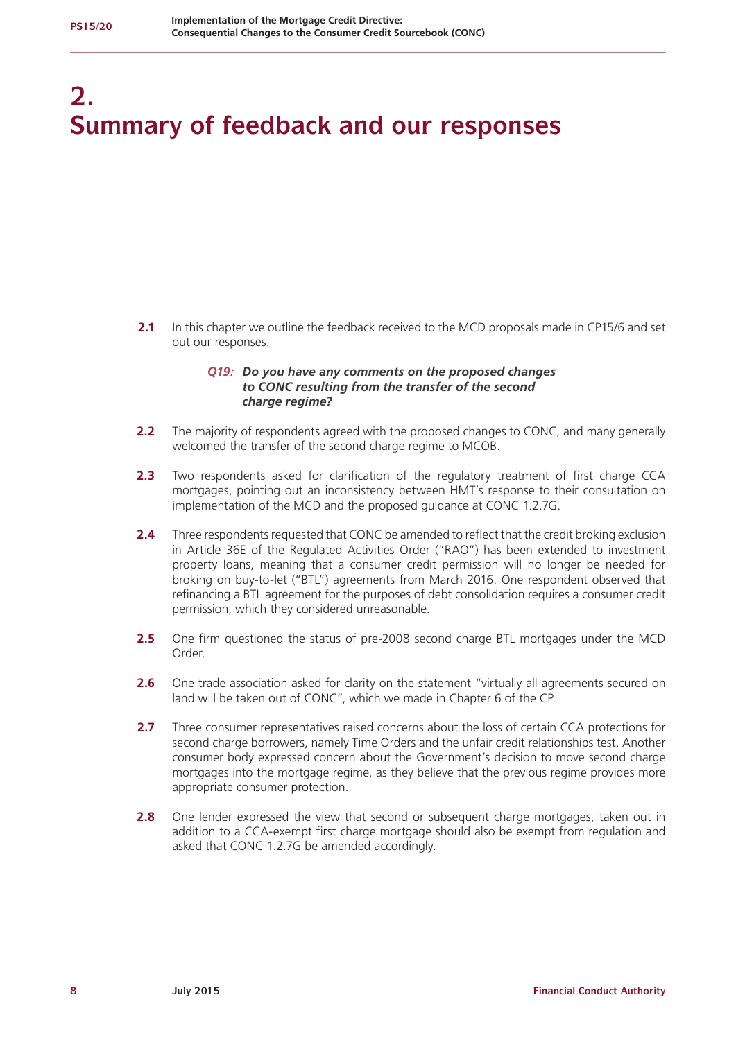# 2. Summary of feedback and our responses

**2.1** In this chapter we outline the feedback received to the MCD proposals made in CP15/6 and set out our responses.

***Q19: Do you have any comments on the proposed changes to CONC resulting from the transfer of the second charge regime?***

**2.2** The majority of respondents agreed with the proposed changes to CONC, and many generally welcomed the transfer of the second charge regime to MCOB.

**2.3** Two respondents asked for clarification of the regulatory treatment of first charge CCA mortgages, pointing out an inconsistency between HMT's response to their consultation on implementation of the MCD and the proposed guidance at CONC 1.2.7G.

**2.4** Three respondents requested that CONC be amended to reflect that the credit broking exclusion in Article 36E of the Regulated Activities Order ("RAO") has been extended to investment property loans, meaning that a consumer credit permission will no longer be needed for broking on buy-to-let ("BTL") agreements from March 2016. One respondent observed that refinancing a BTL agreement for the purposes of debt consolidation requires a consumer credit permission, which they considered unreasonable.

**2.5** One firm questioned the status of pre-2008 second charge BTL mortgages under the MCD Order.

**2.6** One trade association asked for clarity on the statement "virtually all agreements secured on land will be taken out of CONC", which we made in Chapter 6 of the CP.

**2.7** Three consumer representatives raised concerns about the loss of certain CCA protections for second charge borrowers, namely Time Orders and the unfair credit relationships test. Another consumer body expressed concern about the Government's decision to move second charge mortgages into the mortgage regime, as they believe that the previous regime provides more appropriate consumer protection.

**2.8** One lender expressed the view that second or subsequent charge mortgages, taken out in addition to a CCA-exempt first charge mortgage should also be exempt from regulation and asked that CONC 1.2.7G be amended accordingly.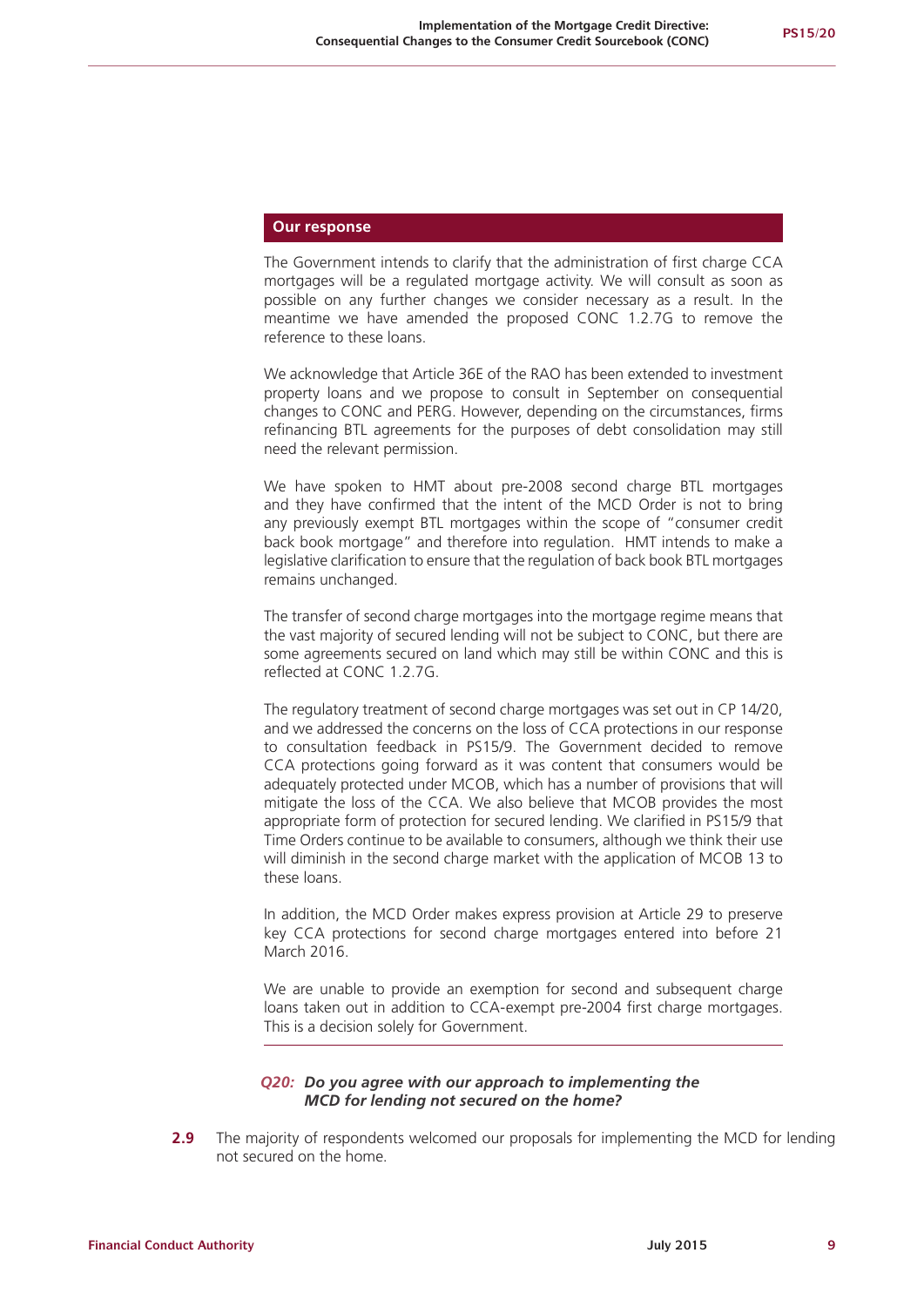**Our response**

The Government intends to clarify that the administration of first charge CCA mortgages will be a regulated mortgage activity. We will consult as soon as possible on any further changes we consider necessary as a result. In the meantime we have amended the proposed CONC 1.2.7G to remove the reference to these loans.

We acknowledge that Article 36E of the RAO has been extended to investment property loans and we propose to consult in September on consequential changes to CONC and PERG. However, depending on the circumstances, firms refinancing BTL agreements for the purposes of debt consolidation may still need the relevant permission.

We have spoken to HMT about pre-2008 second charge BTL mortgages and they have confirmed that the intent of the MCD Order is not to bring any previously exempt BTL mortgages within the scope of "consumer credit back book mortgage" and therefore into regulation. HMT intends to make a legislative clarification to ensure that the regulation of back book BTL mortgages remains unchanged.

The transfer of second charge mortgages into the mortgage regime means that the vast majority of secured lending will not be subject to CONC, but there are some agreements secured on land which may still be within CONC and this is reflected at CONC 1.2.7G.

The regulatory treatment of second charge mortgages was set out in CP 14/20, and we addressed the concerns on the loss of CCA protections in our response to consultation feedback in PS15/9. The Government decided to remove CCA protections going forward as it was content that consumers would be adequately protected under MCOB, which has a number of provisions that will mitigate the loss of the CCA. We also believe that MCOB provides the most appropriate form of protection for secured lending. We clarified in PS15/9 that Time Orders continue to be available to consumers, although we think their use will diminish in the second charge market with the application of MCOB 13 to these loans.

In addition, the MCD Order makes express provision at Article 29 to preserve key CCA protections for second charge mortgages entered into before 21 March 2016.

We are unable to provide an exemption for second and subsequent charge loans taken out in addition to CCA-exempt pre-2004 first charge mortgages. This is a decision solely for Government.

***Q20: Do you agree with our approach to implementing the MCD for lending not secured on the home?***

**2.9** The majority of respondents welcomed our proposals for implementing the MCD for lending not secured on the home.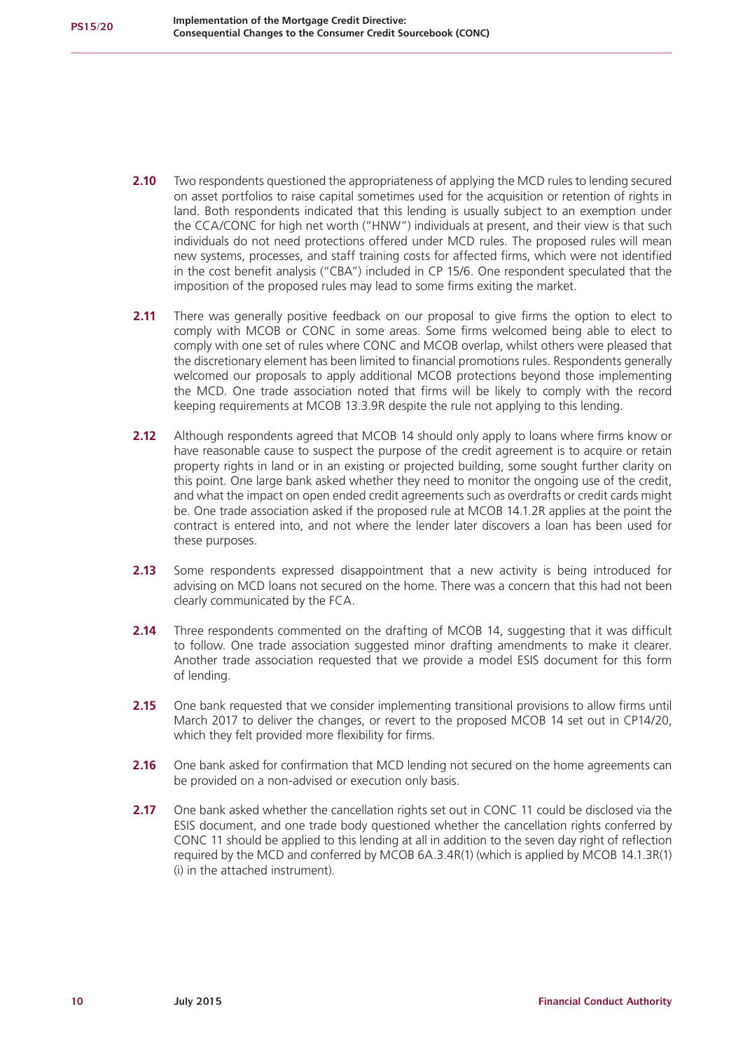**2.10** Two respondents questioned the appropriateness of applying the MCD rules to lending secured on asset portfolios to raise capital sometimes used for the acquisition or retention of rights in land. Both respondents indicated that this lending is usually subject to an exemption under the CCA/CONC for high net worth ("HNW") individuals at present, and their view is that such individuals do not need protections offered under MCD rules. The proposed rules will mean new systems, processes, and staff training costs for affected firms, which were not identified in the cost benefit analysis ("CBA") included in CP 15/6. One respondent speculated that the imposition of the proposed rules may lead to some firms exiting the market.

**2.11** There was generally positive feedback on our proposal to give firms the option to elect to comply with MCOB or CONC in some areas. Some firms welcomed being able to elect to comply with one set of rules where CONC and MCOB overlap, whilst others were pleased that the discretionary element has been limited to financial promotions rules. Respondents generally welcomed our proposals to apply additional MCOB protections beyond those implementing the MCD. One trade association noted that firms will be likely to comply with the record keeping requirements at MCOB 13.3.9R despite the rule not applying to this lending.

**2.12** Although respondents agreed that MCOB 14 should only apply to loans where firms know or have reasonable cause to suspect the purpose of the credit agreement is to acquire or retain property rights in land or in an existing or projected building, some sought further clarity on this point. One large bank asked whether they need to monitor the ongoing use of the credit, and what the impact on open ended credit agreements such as overdrafts or credit cards might be. One trade association asked if the proposed rule at MCOB 14.1.2R applies at the point the contract is entered into, and not where the lender later discovers a loan has been used for these purposes.

**2.13** Some respondents expressed disappointment that a new activity is being introduced for advising on MCD loans not secured on the home. There was a concern that this had not been clearly communicated by the FCA.

**2.14** Three respondents commented on the drafting of MCOB 14, suggesting that it was difficult to follow. One trade association suggested minor drafting amendments to make it clearer. Another trade association requested that we provide a model ESIS document for this form of lending.

**2.15** One bank requested that we consider implementing transitional provisions to allow firms until March 2017 to deliver the changes, or revert to the proposed MCOB 14 set out in CP14/20, which they felt provided more flexibility for firms.

**2.16** One bank asked for confirmation that MCD lending not secured on the home agreements can be provided on a non-advised or execution only basis.

**2.17** One bank asked whether the cancellation rights set out in CONC 11 could be disclosed via the ESIS document, and one trade body questioned whether the cancellation rights conferred by CONC 11 should be applied to this lending at all in addition to the seven day right of reflection required by the MCD and conferred by MCOB 6A.3.4R(1) (which is applied by MCOB 14.1.3R(1)(i) in the attached instrument).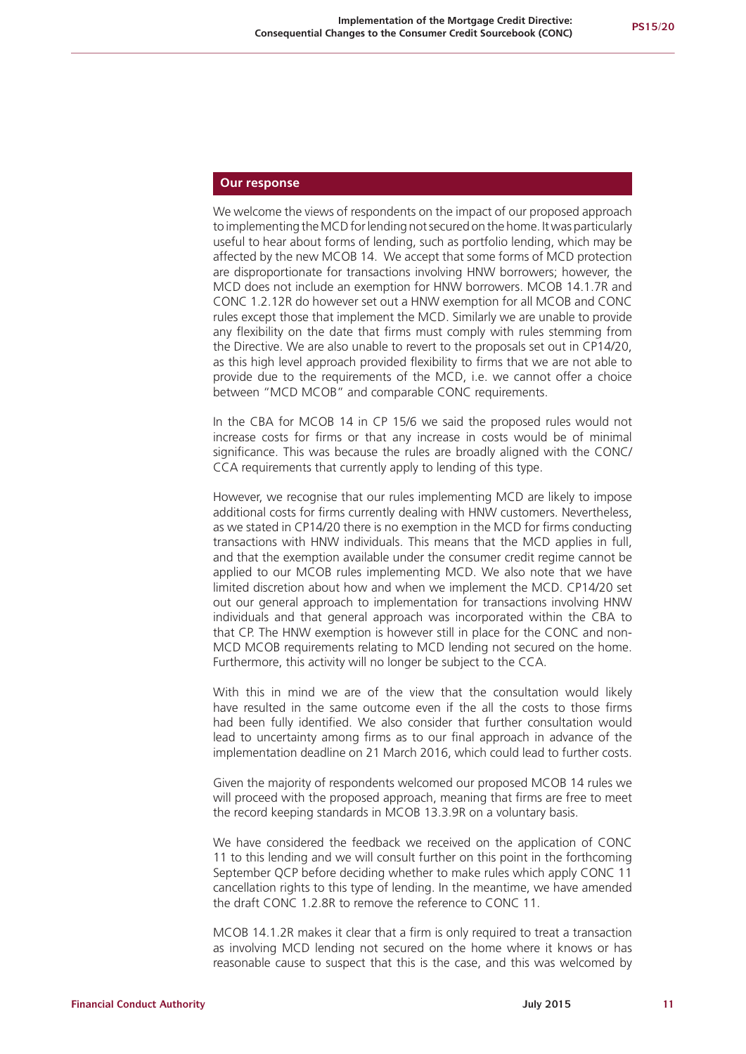**Our response**

We welcome the views of respondents on the impact of our proposed approach to implementing the MCD for lending not secured on the home. It was particularly useful to hear about forms of lending, such as portfolio lending, which may be affected by the new MCOB 14. We accept that some forms of MCD protection are disproportionate for transactions involving HNW borrowers; however, the MCD does not include an exemption for HNW borrowers. MCOB 14.1.7R and CONC 1.2.12R do however set out a HNW exemption for all MCOB and CONC rules except those that implement the MCD. Similarly we are unable to provide any flexibility on the date that firms must comply with rules stemming from the Directive. We are also unable to revert to the proposals set out in CP14/20, as this high level approach provided flexibility to firms that we are not able to provide due to the requirements of the MCD, i.e. we cannot offer a choice between "MCD MCOB" and comparable CONC requirements.

In the CBA for MCOB 14 in CP 15/6 we said the proposed rules would not increase costs for firms or that any increase in costs would be of minimal significance. This was because the rules are broadly aligned with the CONC/CCA requirements that currently apply to lending of this type.

However, we recognise that our rules implementing MCD are likely to impose additional costs for firms currently dealing with HNW customers. Nevertheless, as we stated in CP14/20 there is no exemption in the MCD for firms conducting transactions with HNW individuals. This means that the MCD applies in full, and that the exemption available under the consumer credit regime cannot be applied to our MCOB rules implementing MCD. We also note that we have limited discretion about how and when we implement the MCD. CP14/20 set out our general approach to implementation for transactions involving HNW individuals and that general approach was incorporated within the CBA to that CP. The HNW exemption is however still in place for the CONC and non-MCD MCOB requirements relating to MCD lending not secured on the home. Furthermore, this activity will no longer be subject to the CCA.

With this in mind we are of the view that the consultation would likely have resulted in the same outcome even if the all the costs to those firms had been fully identified. We also consider that further consultation would lead to uncertainty among firms as to our final approach in advance of the implementation deadline on 21 March 2016, which could lead to further costs.

Given the majority of respondents welcomed our proposed MCOB 14 rules we will proceed with the proposed approach, meaning that firms are free to meet the record keeping standards in MCOB 13.3.9R on a voluntary basis.

We have considered the feedback we received on the application of CONC 11 to this lending and we will consult further on this point in the forthcoming September QCP before deciding whether to make rules which apply CONC 11 cancellation rights to this type of lending. In the meantime, we have amended the draft CONC 1.2.8R to remove the reference to CONC 11.

MCOB 14.1.2R makes it clear that a firm is only required to treat a transaction as involving MCD lending not secured on the home where it knows or has reasonable cause to suspect that this is the case, and this was welcomed by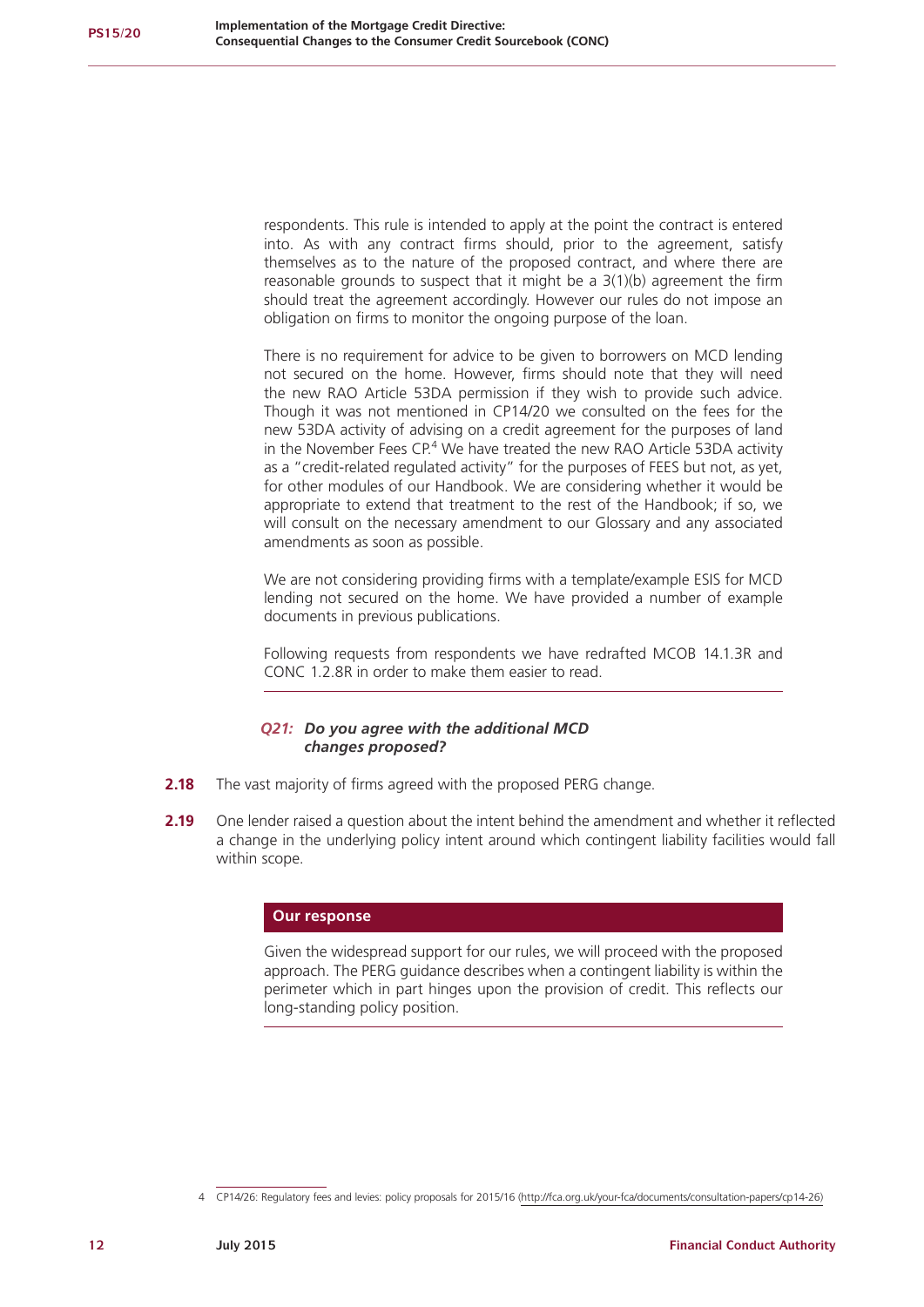respondents. This rule is intended to apply at the point the contract is entered into. As with any contract firms should, prior to the agreement, satisfy themselves as to the nature of the proposed contract, and where there are reasonable grounds to suspect that it might be a 3(1)(b) agreement the firm should treat the agreement accordingly. However our rules do not impose an obligation on firms to monitor the ongoing purpose of the loan.

There is no requirement for advice to be given to borrowers on MCD lending not secured on the home. However, firms should note that they will need the new RAO Article 53DA permission if they wish to provide such advice. Though it was not mentioned in CP14/20 we consulted on the fees for the new 53DA activity of advising on a credit agreement for the purposes of land in the November Fees CP.[4] We have treated the new RAO Article 53DA activity as a "credit-related regulated activity" for the purposes of FEES but not, as yet, for other modules of our Handbook. We are considering whether it would be appropriate to extend that treatment to the rest of the Handbook; if so, we will consult on the necessary amendment to our Glossary and any associated amendments as soon as possible.

We are not considering providing firms with a template/example ESIS for MCD lending not secured on the home. We have provided a number of example documents in previous publications.

Following requests from respondents we have redrafted MCOB 14.1.3R and CONC 1.2.8R in order to make them easier to read.

***Q21: Do you agree with the additional MCD changes proposed?***

**2.18** The vast majority of firms agreed with the proposed PERG change.

**2.19** One lender raised a question about the intent behind the amendment and whether it reflected a change in the underlying policy intent around which contingent liability facilities would fall within scope.

**Our response**

Given the widespread support for our rules, we will proceed with the proposed approach. The PERG guidance describes when a contingent liability is within the perimeter which in part hinges upon the provision of credit. This reflects our long-standing policy position.

4 CP14/26: Regulatory fees and levies: policy proposals for 2015/16 (http://fca.org.uk/your-fca/documents/consultation-papers/cp14-26)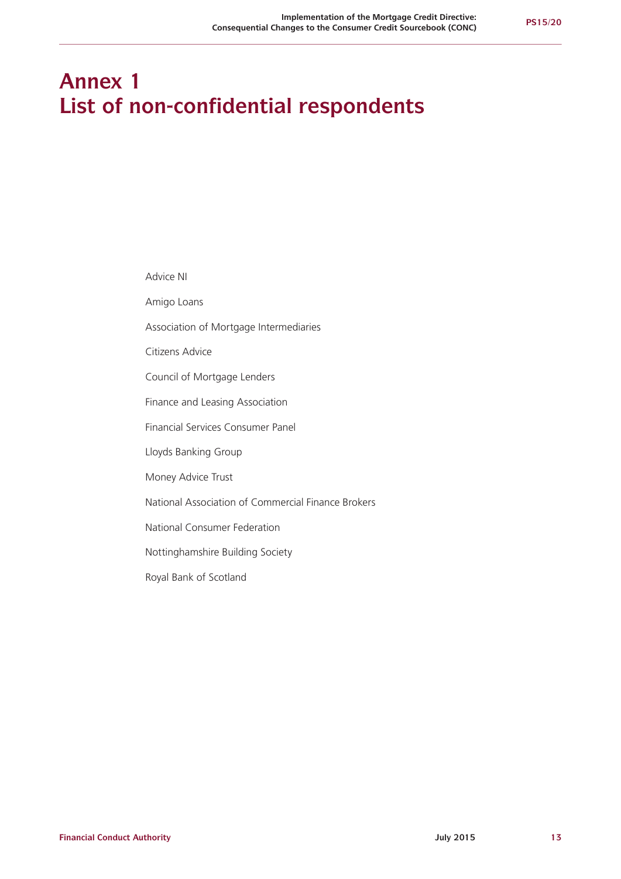# Annex 1
# List of non-confidential respondents

Advice NI

Amigo Loans

Association of Mortgage Intermediaries

Citizens Advice

Council of Mortgage Lenders

Finance and Leasing Association

Financial Services Consumer Panel

Lloyds Banking Group

Money Advice Trust

National Association of Commercial Finance Brokers

National Consumer Federation

Nottinghamshire Building Society

Royal Bank of Scotland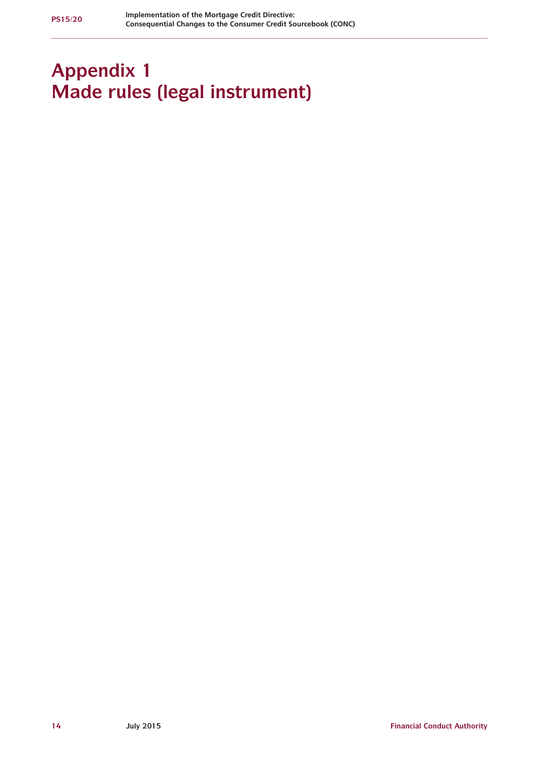# Appendix 1
# Made rules (legal instrument)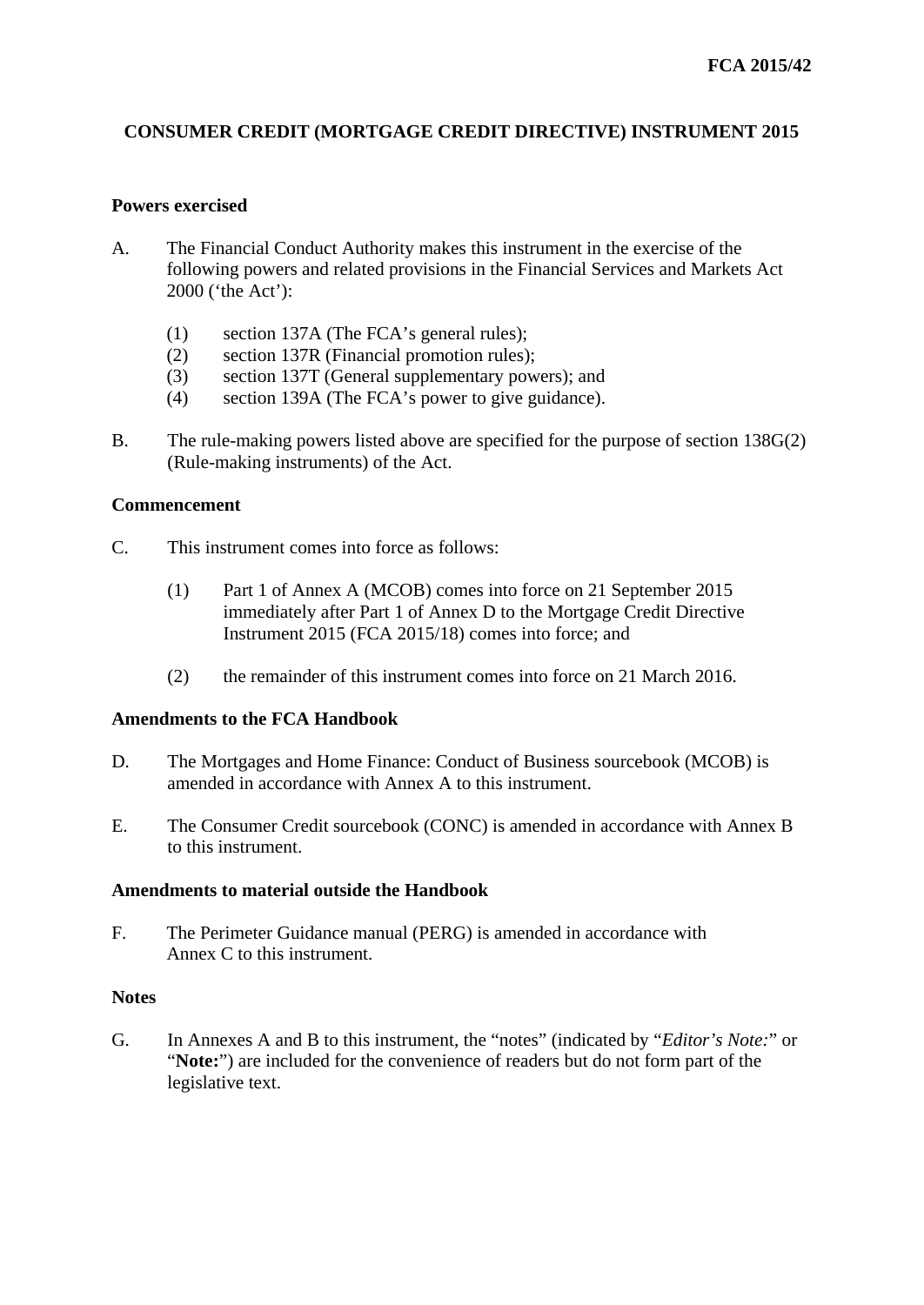FCA 2015/42

# CONSUMER CREDIT (MORTGAGE CREDIT DIRECTIVE) INSTRUMENT 2015

**Powers exercised**

A. The Financial Conduct Authority makes this instrument in the exercise of the following powers and related provisions in the Financial Services and Markets Act 2000 ('the Act'):

(1) section 137A (The FCA's general rules);
(2) section 137R (Financial promotion rules);
(3) section 137T (General supplementary powers); and
(4) section 139A (The FCA's power to give guidance).

B. The rule-making powers listed above are specified for the purpose of section 138G(2) (Rule-making instruments) of the Act.

**Commencement**

C. This instrument comes into force as follows:

(1) Part 1 of Annex A (MCOB) comes into force on 21 September 2015 immediately after Part 1 of Annex D to the Mortgage Credit Directive Instrument 2015 (FCA 2015/18) comes into force; and

(2) the remainder of this instrument comes into force on 21 March 2016.

**Amendments to the FCA Handbook**

D. The Mortgages and Home Finance: Conduct of Business sourcebook (MCOB) is amended in accordance with Annex A to this instrument.

E. The Consumer Credit sourcebook (CONC) is amended in accordance with Annex B to this instrument.

**Amendments to material outside the Handbook**

F. The Perimeter Guidance manual (PERG) is amended in accordance with Annex C to this instrument.

**Notes**

G. In Annexes A and B to this instrument, the "notes" (indicated by "*Editor's Note:*" or "**Note:**") are included for the convenience of readers but do not form part of the legislative text.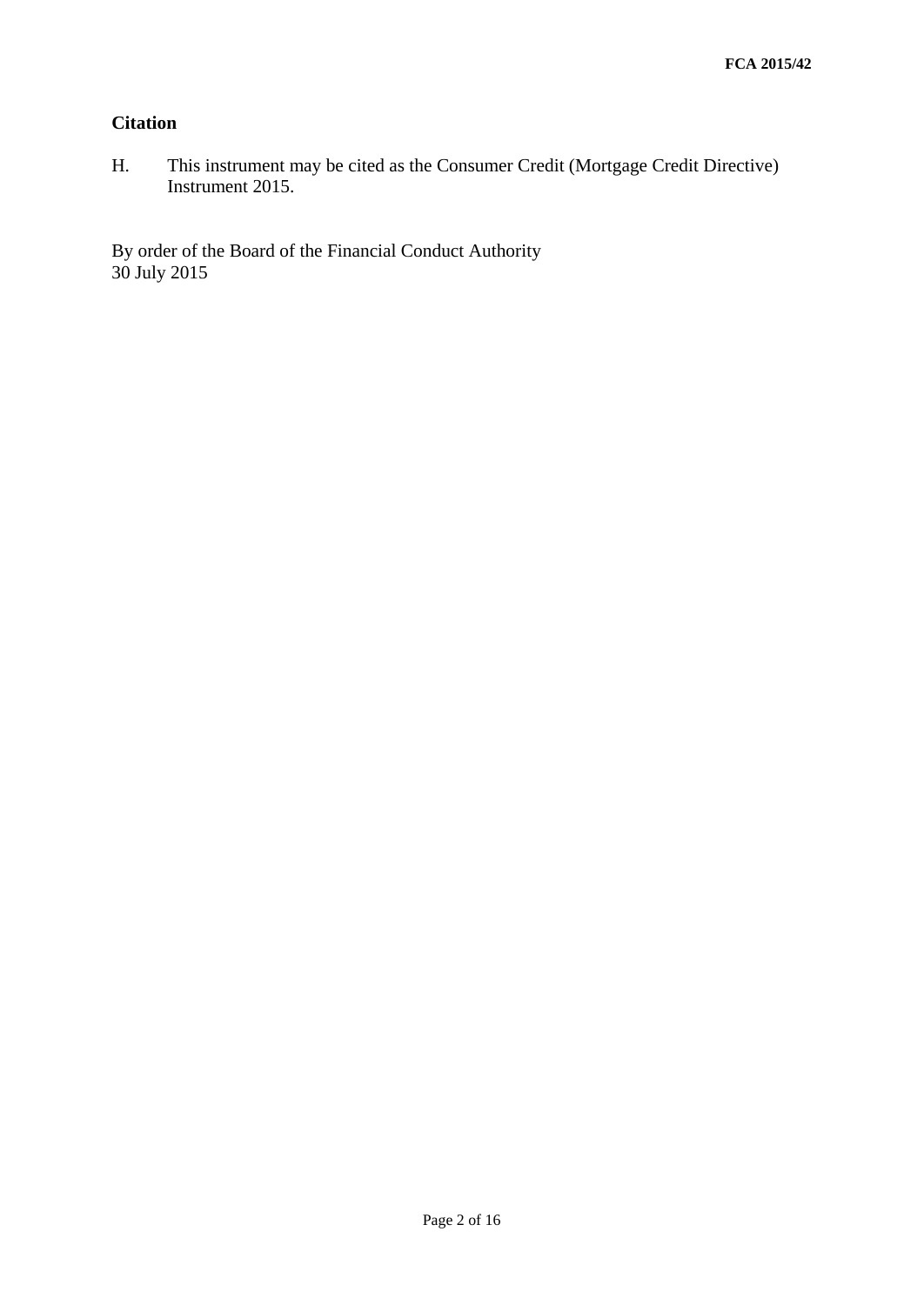## Citation

H. This instrument may be cited as the Consumer Credit (Mortgage Credit Directive) Instrument 2015.

By order of the Board of the Financial Conduct Authority
30 July 2015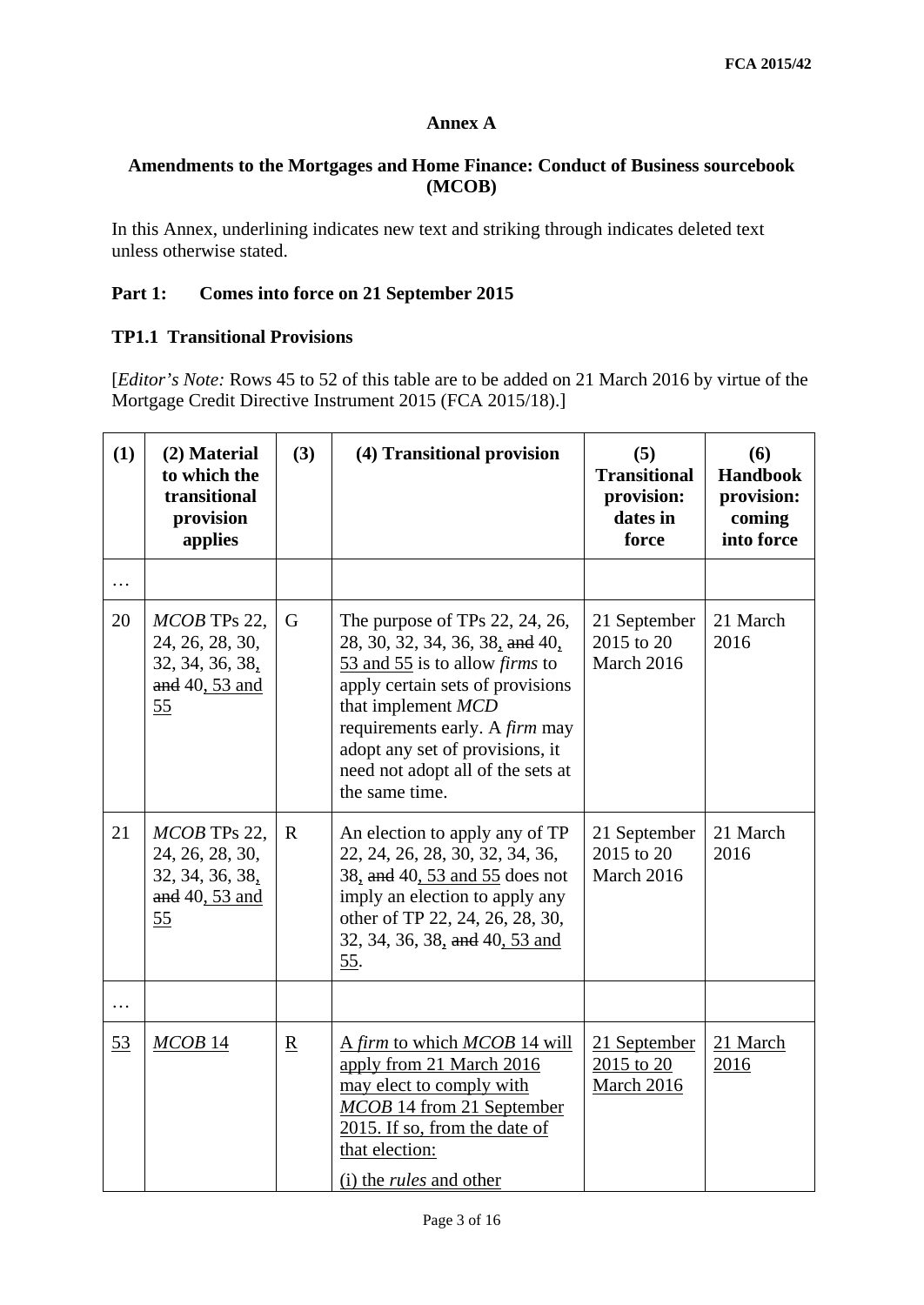## Annex A

### Amendments to the Mortgages and Home Finance: Conduct of Business sourcebook (MCOB)

In this Annex, underlining indicates new text and striking through indicates deleted text unless otherwise stated.

**Part 1: Comes into force on 21 September 2015**

**TP1.1 Transitional Provisions**

[*Editor's Note:* Rows 45 to 52 of this table are to be added on 21 March 2016 by virtue of the Mortgage Credit Directive Instrument 2015 (FCA 2015/18).]

| (1) | (2) Material to which the transitional provision applies | (3) | (4) Transitional provision | (5) Transitional provision: dates in force | (6) Handbook provision: coming into force |
|---|---|---|---|---|---|
| … | | | | | |
| 20 | *MCOB* TPs 22, 24, 26, 28, 30, 32, 34, 36, 38, ~~and~~ 40, 53 and 55 | G | The purpose of TPs 22, 24, 26, 28, 30, 32, 34, 36, 38, ~~and~~ 40, 53 and 55 is to allow *firms* to apply certain sets of provisions that implement *MCD* requirements early. A *firm* may adopt any set of provisions, it need not adopt all of the sets at the same time. | 21 September 2015 to 20 March 2016 | 21 March 2016 |
| 21 | *MCOB* TPs 22, 24, 26, 28, 30, 32, 34, 36, 38, ~~and~~ 40, 53 and 55 | R | An election to apply any of TP 22, 24, 26, 28, 30, 32, 34, 36, 38, ~~and~~ 40, 53 and 55 does not imply an election to apply any other of TP 22, 24, 26, 28, 30, 32, 34, 36, 38, ~~and~~ 40, 53 and 55. | 21 September 2015 to 20 March 2016 | 21 March 2016 |
| … | | | | | |
| 53 | *MCOB* 14 | R | A *firm* to which *MCOB* 14 will apply from 21 March 2016 may elect to comply with *MCOB* 14 from 21 September 2015. If so, from the date of that election:<br><br>(i) the *rules* and other | 21 September 2015 to 20 March 2016 | 21 March 2016 |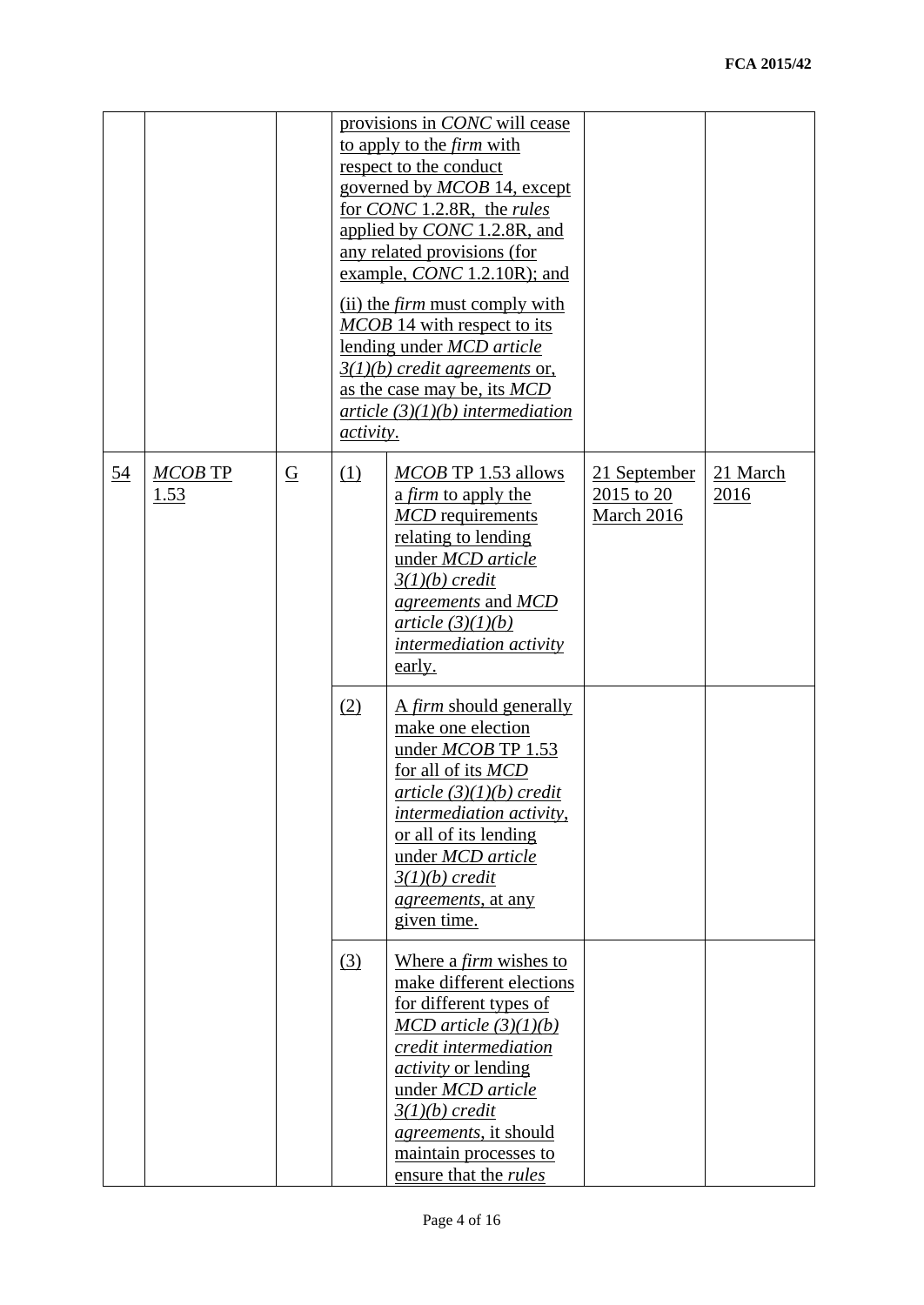| | | | | | | |
|---|---|---|---|---|---|---|
| | | | provisions in *CONC* will cease to apply to the *firm* with respect to the conduct governed by *MCOB* 14, except for *CONC* 1.2.8R, the *rules* applied by *CONC* 1.2.8R, and any related provisions (for example, *CONC* 1.2.10R); and<br><br>(ii) the *firm* must comply with *MCOB* 14 with respect to its lending under *MCD article 3(1)(b) credit agreements* or, as the case may be, its *MCD article (3)(1)(b) intermediation activity*. | | | |
| 54 | *MCOB* TP 1.53 | G | (1) | *MCOB* TP 1.53 allows a *firm* to apply the *MCD* requirements relating to lending under *MCD article 3(1)(b) credit agreements* and *MCD article (3)(1)(b) intermediation activity* early. | 21 September 2015 to 20 March 2016 | 21 March 2016 |
| | | | (2) | A *firm* should generally make one election under *MCOB* TP 1.53 for all of its *MCD article (3)(1)(b) credit intermediation activity*, or all of its lending under *MCD article 3(1)(b) credit agreements*, at any given time. | | |
| | | | (3) | Where a *firm* wishes to make different elections for different types of *MCD article (3)(1)(b) credit intermediation activity* or lending under *MCD article 3(1)(b) credit agreements*, it should maintain processes to ensure that the *rules* | | |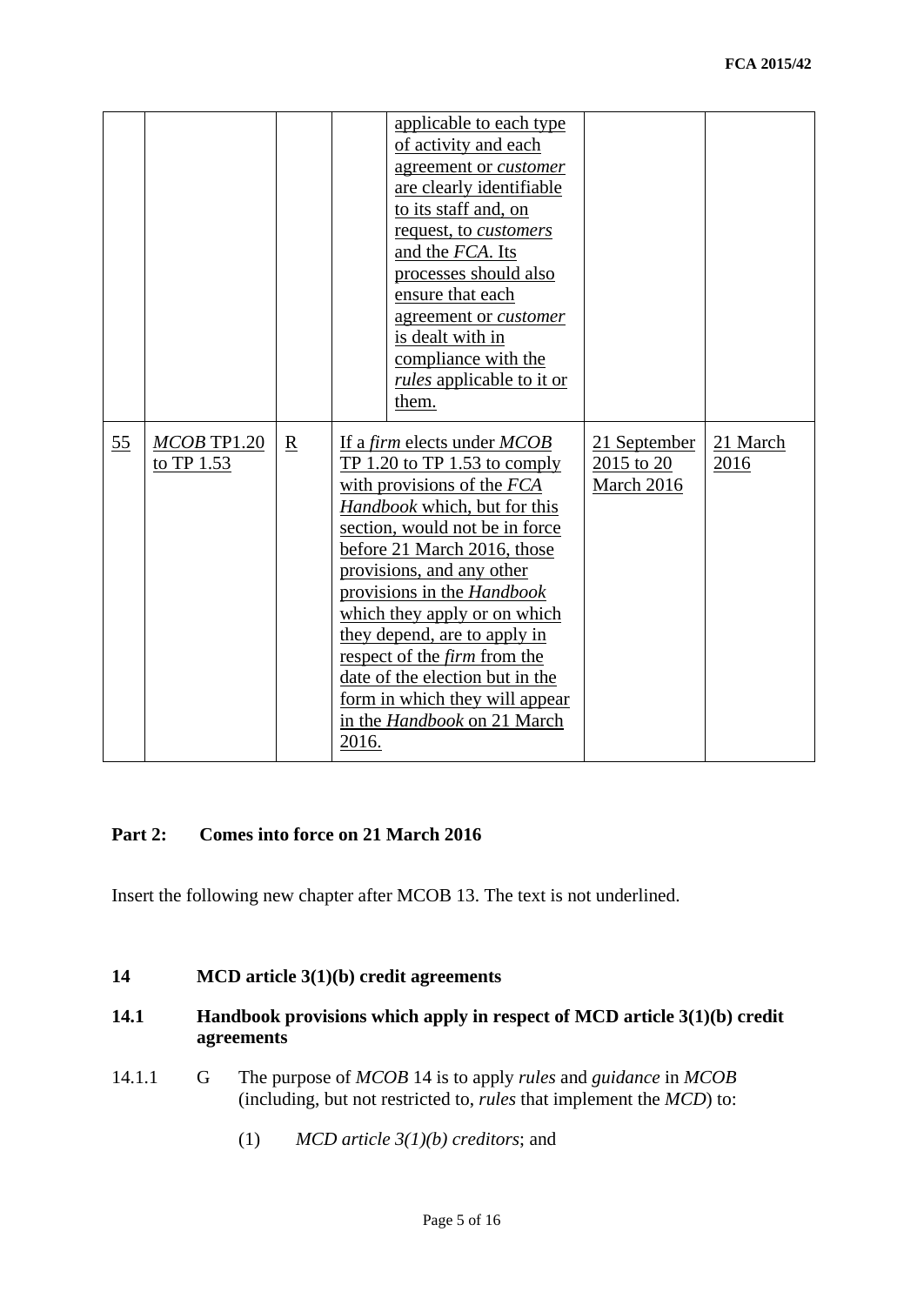| | | | | | | |
|---|---|---|---|---|---|---|
| | | | | <u>applicable to each type of activity and each agreement or *customer* are clearly identifiable to its staff and, on request, to *customers* and the *FCA*. Its processes should also ensure that each agreement or *customer* is dealt with in compliance with the *rules* applicable to it or them.</u> | | |
| <u>55</u> | <u>*MCOB* TP1.20 to TP 1.53</u> | <u>R</u> | <u>If a *firm* elects under *MCOB* TP 1.20 to TP 1.53 to comply with provisions of the *FCA Handbook* which, but for this section, would not be in force before 21 March 2016, those provisions, and any other provisions in the *Handbook* which they apply or on which they depend, are to apply in respect of the *firm* from the date of the election but in the form in which they will appear in the *Handbook* on 21 March 2016.</u> | | <u>21 September 2015 to 20 March 2016</u> | <u>21 March 2016</u> |

**Part 2: Comes into force on 21 March 2016**

Insert the following new chapter after MCOB 13. The text is not underlined.

## 14 MCD article 3(1)(b) credit agreements

### 14.1 Handbook provisions which apply in respect of MCD article 3(1)(b) credit agreements

14.1.1 G The purpose of *MCOB* 14 is to apply *rules* and *guidance* in *MCOB* (including, but not restricted to, *rules* that implement the *MCD*) to:

(1) *MCD article 3(1)(b) creditors*; and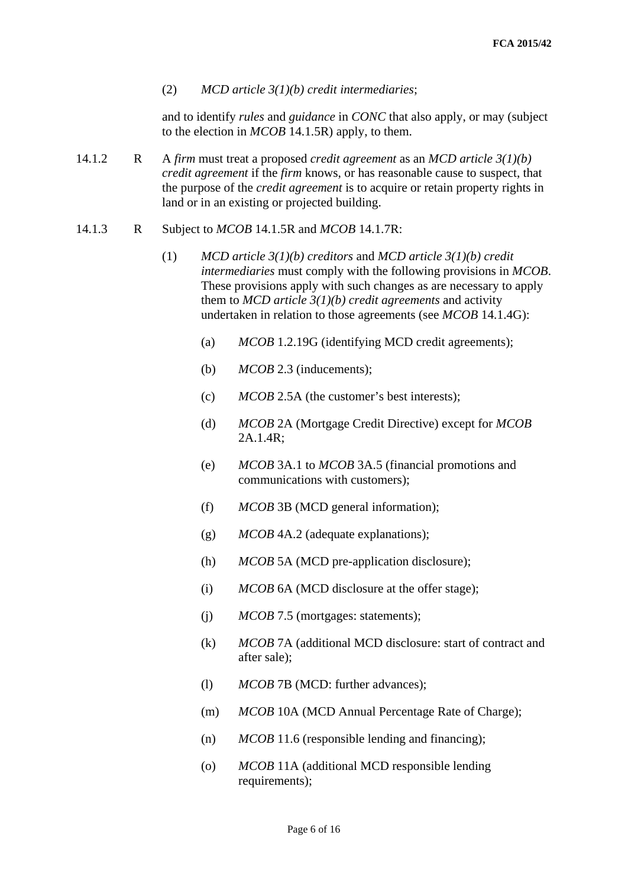(2) *MCD article 3(1)(b) credit intermediaries*;

and to identify *rules* and *guidance* in *CONC* that also apply, or may (subject to the election in *MCOB* 14.1.5R) apply, to them.

14.1.2 R A *firm* must treat a proposed *credit agreement* as an *MCD article 3(1)(b) credit agreement* if the *firm* knows, or has reasonable cause to suspect, that the purpose of the *credit agreement* is to acquire or retain property rights in land or in an existing or projected building.

14.1.3 R Subject to *MCOB* 14.1.5R and *MCOB* 14.1.7R:

(1) *MCD article 3(1)(b) creditors* and *MCD article 3(1)(b) credit intermediaries* must comply with the following provisions in *MCOB*. These provisions apply with such changes as are necessary to apply them to *MCD article 3(1)(b) credit agreements* and activity undertaken in relation to those agreements (see *MCOB* 14.1.4G):

(a) *MCOB* 1.2.19G (identifying MCD credit agreements);

(b) *MCOB* 2.3 (inducements);

(c) *MCOB* 2.5A (the customer's best interests);

(d) *MCOB* 2A (Mortgage Credit Directive) except for *MCOB* 2A.1.4R;

(e) *MCOB* 3A.1 to *MCOB* 3A.5 (financial promotions and communications with customers);

(f) *MCOB* 3B (MCD general information);

(g) *MCOB* 4A.2 (adequate explanations);

(h) *MCOB* 5A (MCD pre-application disclosure);

(i) *MCOB* 6A (MCD disclosure at the offer stage);

(j) *MCOB* 7.5 (mortgages: statements);

(k) *MCOB* 7A (additional MCD disclosure: start of contract and after sale);

(l) *MCOB* 7B (MCD: further advances);

(m) *MCOB* 10A (MCD Annual Percentage Rate of Charge);

(n) *MCOB* 11.6 (responsible lending and financing);

(o) *MCOB* 11A (additional MCD responsible lending requirements);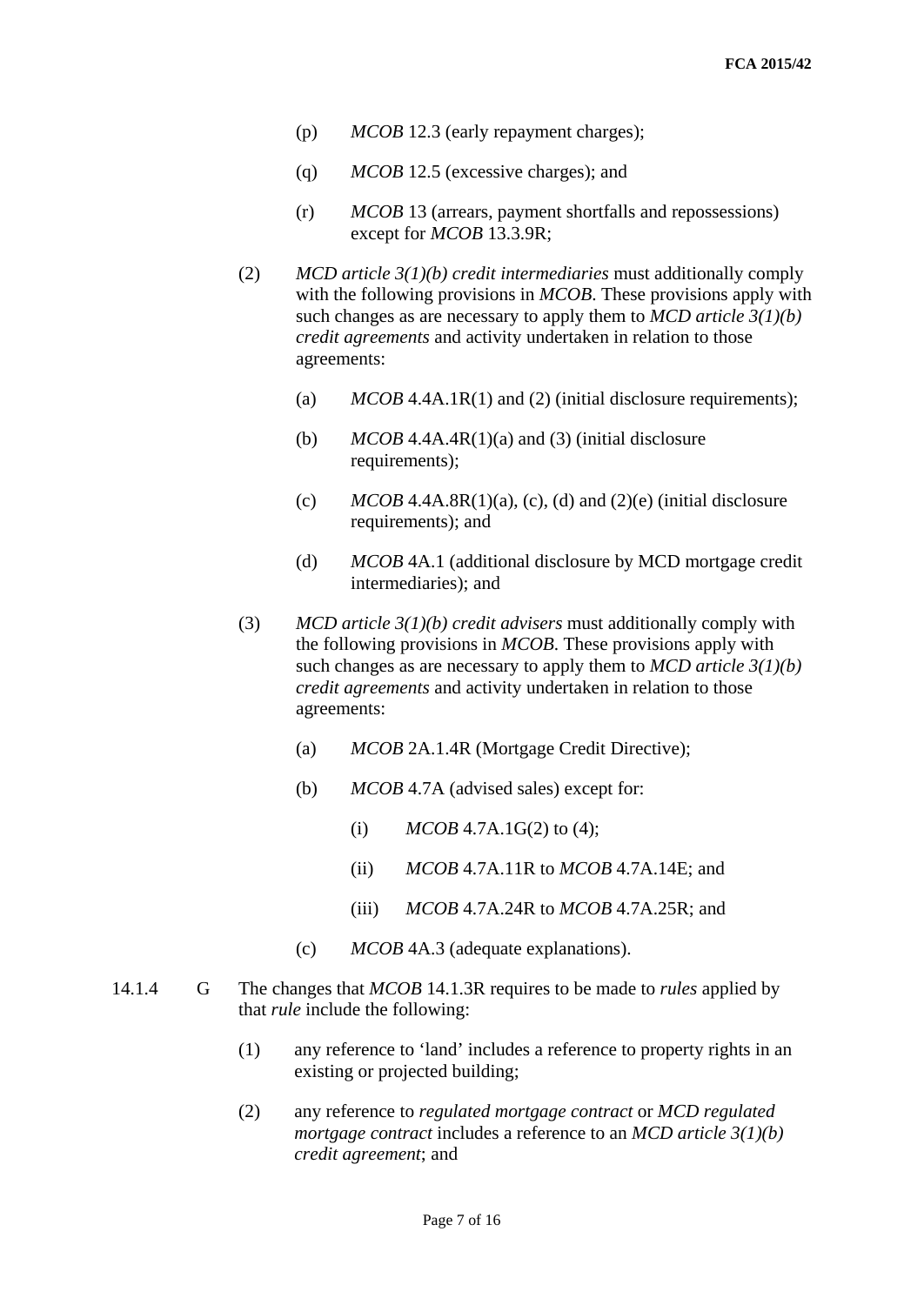(p) *MCOB* 12.3 (early repayment charges);

(q) *MCOB* 12.5 (excessive charges); and

(r) *MCOB* 13 (arrears, payment shortfalls and repossessions) except for *MCOB* 13.3.9R;

(2) *MCD article 3(1)(b) credit intermediaries* must additionally comply with the following provisions in *MCOB*. These provisions apply with such changes as are necessary to apply them to *MCD article 3(1)(b) credit agreements* and activity undertaken in relation to those agreements:

(a) *MCOB* 4.4A.1R(1) and (2) (initial disclosure requirements);

(b) *MCOB* 4.4A.4R(1)(a) and (3) (initial disclosure requirements);

(c) *MCOB* 4.4A.8R(1)(a), (c), (d) and (2)(e) (initial disclosure requirements); and

(d) *MCOB* 4A.1 (additional disclosure by MCD mortgage credit intermediaries); and

(3) *MCD article 3(1)(b) credit advisers* must additionally comply with the following provisions in *MCOB*. These provisions apply with such changes as are necessary to apply them to *MCD article 3(1)(b) credit agreements* and activity undertaken in relation to those agreements:

(a) *MCOB* 2A.1.4R (Mortgage Credit Directive);

(b) *MCOB* 4.7A (advised sales) except for:

(i) *MCOB* 4.7A.1G(2) to (4);

(ii) *MCOB* 4.7A.11R to *MCOB* 4.7A.14E; and

(iii) *MCOB* 4.7A.24R to *MCOB* 4.7A.25R; and

(c) *MCOB* 4A.3 (adequate explanations).

14.1.4 G The changes that *MCOB* 14.1.3R requires to be made to *rules* applied by that *rule* include the following:

(1) any reference to 'land' includes a reference to property rights in an existing or projected building;

(2) any reference to *regulated mortgage contract* or *MCD regulated mortgage contract* includes a reference to an *MCD article 3(1)(b) credit agreement*; and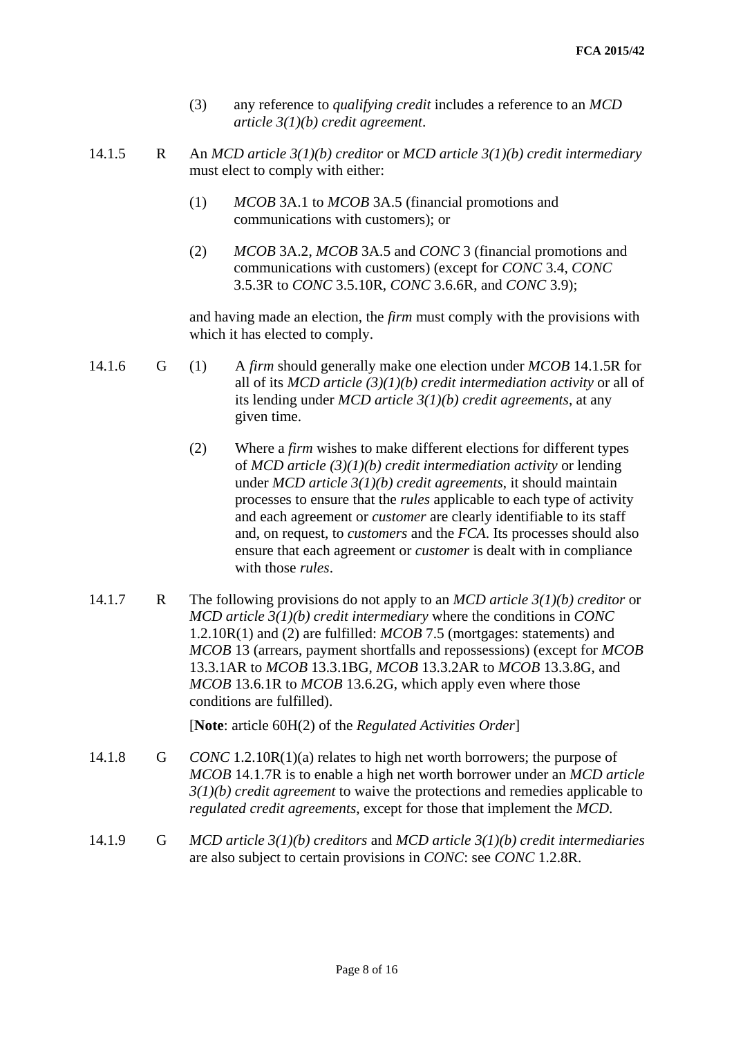(3) any reference to *qualifying credit* includes a reference to an *MCD article 3(1)(b) credit agreement*.

**14.1.5 R** An *MCD article 3(1)(b) creditor* or *MCD article 3(1)(b) credit intermediary* must elect to comply with either:

(1) *MCOB* 3A.1 to *MCOB* 3A.5 (financial promotions and communications with customers); or

(2) *MCOB* 3A.2, *MCOB* 3A.5 and *CONC* 3 (financial promotions and communications with customers) (except for *CONC* 3.4, *CONC* 3.5.3R to *CONC* 3.5.10R, *CONC* 3.6.6R, and *CONC* 3.9);

and having made an election, the *firm* must comply with the provisions with which it has elected to comply.

**14.1.6 G** (1) A *firm* should generally make one election under *MCOB* 14.1.5R for all of its *MCD article (3)(1)(b) credit intermediation activity* or all of its lending under *MCD article 3(1)(b) credit agreements*, at any given time.

(2) Where a *firm* wishes to make different elections for different types of *MCD article (3)(1)(b) credit intermediation activity* or lending under *MCD article 3(1)(b) credit agreements*, it should maintain processes to ensure that the *rules* applicable to each type of activity and each agreement or *customer* are clearly identifiable to its staff and, on request, to *customers* and the *FCA*. Its processes should also ensure that each agreement or *customer* is dealt with in compliance with those *rules*.

**14.1.7 R** The following provisions do not apply to an *MCD article 3(1)(b) creditor* or *MCD article 3(1)(b) credit intermediary* where the conditions in *CONC* 1.2.10R(1) and (2) are fulfilled: *MCOB* 7.5 (mortgages: statements) and *MCOB* 13 (arrears, payment shortfalls and repossessions) (except for *MCOB* 13.3.1AR to *MCOB* 13.3.1BG, *MCOB* 13.3.2AR to *MCOB* 13.3.8G, and *MCOB* 13.6.1R to *MCOB* 13.6.2G, which apply even where those conditions are fulfilled).

[**Note**: article 60H(2) of the *Regulated Activities Order*]

**14.1.8 G** *CONC* 1.2.10R(1)(a) relates to high net worth borrowers; the purpose of *MCOB* 14.1.7R is to enable a high net worth borrower under an *MCD article 3(1)(b) credit agreement* to waive the protections and remedies applicable to *regulated credit agreements*, except for those that implement the *MCD*.

**14.1.9 G** *MCD article 3(1)(b) creditors* and *MCD article 3(1)(b) credit intermediaries* are also subject to certain provisions in *CONC*: see *CONC* 1.2.8R.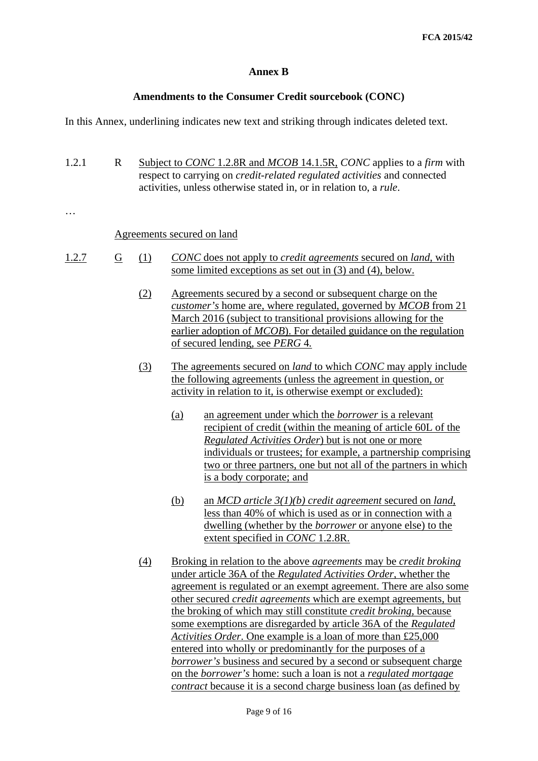**Annex B**

**Amendments to the Consumer Credit sourcebook (CONC)**

In this Annex, underlining indicates new text and striking through indicates deleted text.

1.2.1 R Subject to *CONC* 1.2.8R and *MCOB* 14.1.5R, *CONC* applies to a *firm* with respect to carrying on *credit-related regulated activities* and connected activities, unless otherwise stated in, or in relation to, a *rule*.

…

Agreements secured on land

1.2.7 G (1) *CONC* does not apply to *credit agreements* secured on *land*, with some limited exceptions as set out in (3) and (4), below.

(2) Agreements secured by a second or subsequent charge on the *customer's* home are, where regulated, governed by *MCOB* from 21 March 2016 (subject to transitional provisions allowing for the earlier adoption of *MCOB*). For detailed guidance on the regulation of secured lending, see *PERG* 4.

(3) The agreements secured on *land* to which *CONC* may apply include the following agreements (unless the agreement in question, or activity in relation to it, is otherwise exempt or excluded):

(a) an agreement under which the *borrower* is a relevant recipient of credit (within the meaning of article 60L of the *Regulated Activities Order*) but is not one or more individuals or trustees; for example, a partnership comprising two or three partners, one but not all of the partners in which is a body corporate; and

(b) an *MCD article 3(1)(b) credit agreement* secured on *land*, less than 40% of which is used as or in connection with a dwelling (whether by the *borrower* or anyone else) to the extent specified in *CONC* 1.2.8R.

(4) Broking in relation to the above *agreements* may be *credit broking* under article 36A of the *Regulated Activities Order*, whether the agreement is regulated or an exempt agreement. There are also some other secured *credit agreements* which are exempt agreements, but the broking of which may still constitute *credit broking*, because some exemptions are disregarded by article 36A of the *Regulated Activities Order*. One example is a loan of more than £25,000 entered into wholly or predominantly for the purposes of a *borrower's* business and secured by a second or subsequent charge on the *borrower's* home: such a loan is not a *regulated mortgage contract* because it is a second charge business loan (as defined by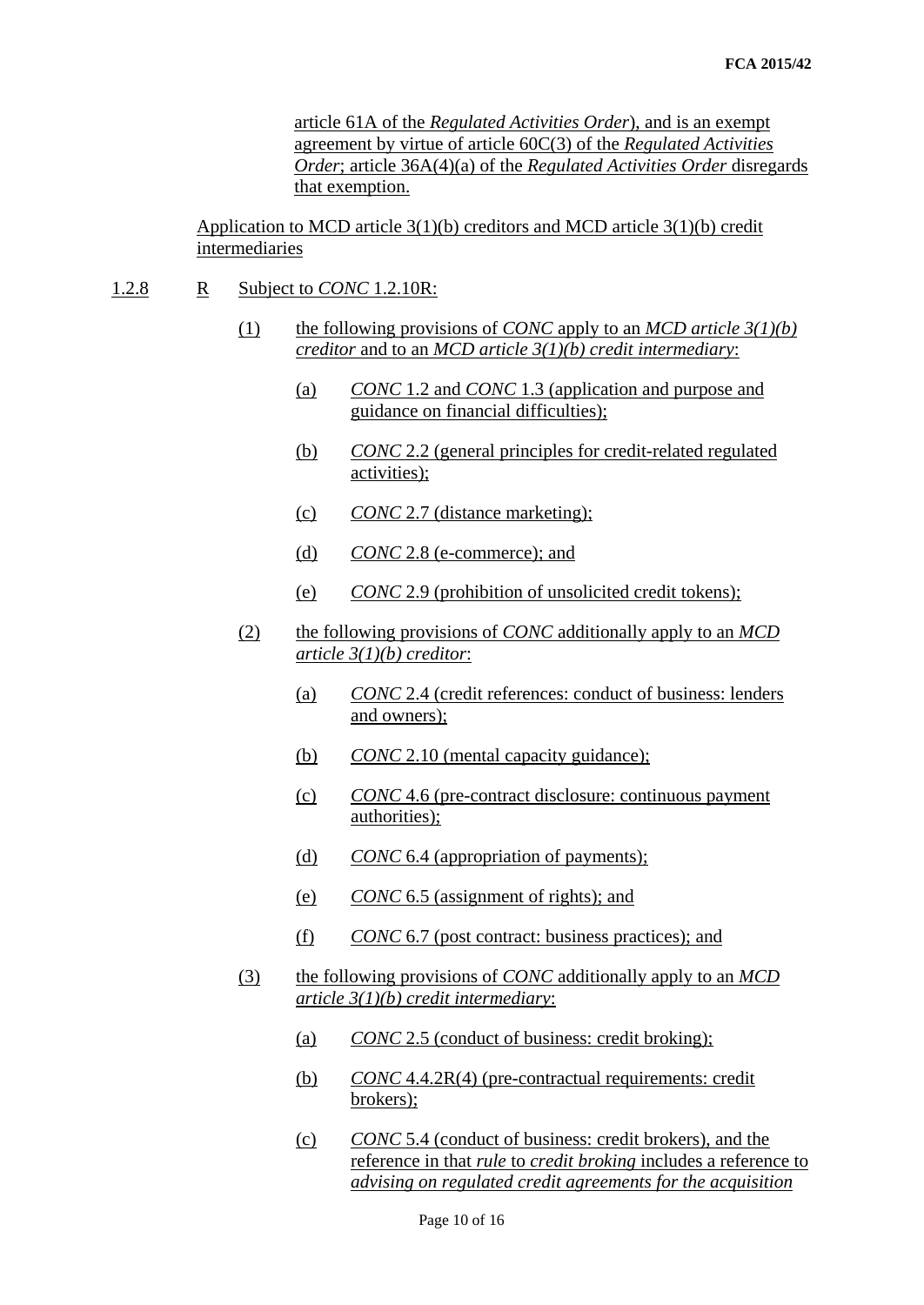article 61A of the *Regulated Activities Order*), and is an exempt agreement by virtue of article 60C(3) of the *Regulated Activities Order*; article 36A(4)(a) of the *Regulated Activities Order* disregards that exemption.

Application to MCD article 3(1)(b) creditors and MCD article 3(1)(b) credit intermediaries

1.2.8 R Subject to *CONC* 1.2.10R:

(1) the following provisions of *CONC* apply to an *MCD article 3(1)(b) creditor* and to an *MCD article 3(1)(b) credit intermediary*:

- (a) *CONC* 1.2 and *CONC* 1.3 (application and purpose and guidance on financial difficulties);
- (b) *CONC* 2.2 (general principles for credit-related regulated activities);
- (c) *CONC* 2.7 (distance marketing);
- (d) *CONC* 2.8 (e-commerce); and
- (e) *CONC* 2.9 (prohibition of unsolicited credit tokens);

(2) the following provisions of *CONC* additionally apply to an *MCD article 3(1)(b) creditor*:

- (a) *CONC* 2.4 (credit references: conduct of business: lenders and owners);
- (b) *CONC* 2.10 (mental capacity guidance);
- (c) *CONC* 4.6 (pre-contract disclosure: continuous payment authorities);
- (d) *CONC* 6.4 (appropriation of payments);
- (e) *CONC* 6.5 (assignment of rights); and
- (f) *CONC* 6.7 (post contract: business practices); and

(3) the following provisions of *CONC* additionally apply to an *MCD article 3(1)(b) credit intermediary*:

- (a) *CONC* 2.5 (conduct of business: credit broking);
- (b) *CONC* 4.4.2R(4) (pre-contractual requirements: credit brokers);
- (c) *CONC* 5.4 (conduct of business: credit brokers), and the reference in that *rule* to *credit broking* includes a reference to *advising on regulated credit agreements for the acquisition*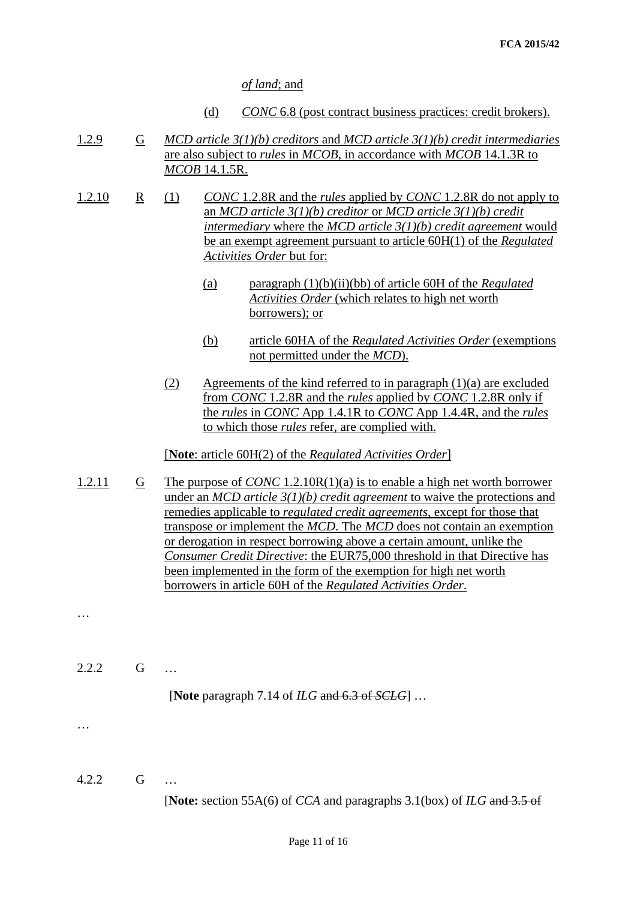*of land*; and

(d) *CONC* 6.8 (post contract business practices: credit brokers).

1.2.9 G *MCD article 3(1)(b) creditors* and *MCD article 3(1)(b) credit intermediaries* are also subject to *rules* in *MCOB*, in accordance with *MCOB* 14.1.3R to *MCOB* 14.1.5R.

1.2.10 R (1) *CONC* 1.2.8R and the *rules* applied by *CONC* 1.2.8R do not apply to an *MCD article 3(1)(b) creditor* or *MCD article 3(1)(b) credit intermediary* where the *MCD article 3(1)(b) credit agreement* would be an exempt agreement pursuant to article 60H(1) of the *Regulated Activities Order* but for:

(a) paragraph (1)(b)(ii)(bb) of article 60H of the *Regulated Activities Order* (which relates to high net worth borrowers); or

(b) article 60HA of the *Regulated Activities Order* (exemptions not permitted under the *MCD*).

(2) Agreements of the kind referred to in paragraph (1)(a) are excluded from *CONC* 1.2.8R and the *rules* applied by *CONC* 1.2.8R only if the *rules* in *CONC* App 1.4.1R to *CONC* App 1.4.4R, and the *rules* to which those *rules* refer, are complied with.

[**Note**: article 60H(2) of the *Regulated Activities Order*]

1.2.11 G The purpose of *CONC* 1.2.10R(1)(a) is to enable a high net worth borrower under an *MCD article 3(1)(b) credit agreement* to waive the protections and remedies applicable to *regulated credit agreements*, except for those that transpose or implement the *MCD*. The *MCD* does not contain an exemption or derogation in respect borrowing above a certain amount, unlike the *Consumer Credit Directive*: the EUR75,000 threshold in that Directive has been implemented in the form of the exemption for high net worth borrowers in article 60H of the *Regulated Activities Order*.

…

2.2.2 G …

[**Note** paragraph 7.14 of *ILG* ~~and 6.3 of *SCLG*~~] …

…

4.2.2 G …

[**Note:** section 55A(6) of *CCA* and paragraph~~s~~ 3.1(box) of *ILG* ~~and 3.5 of~~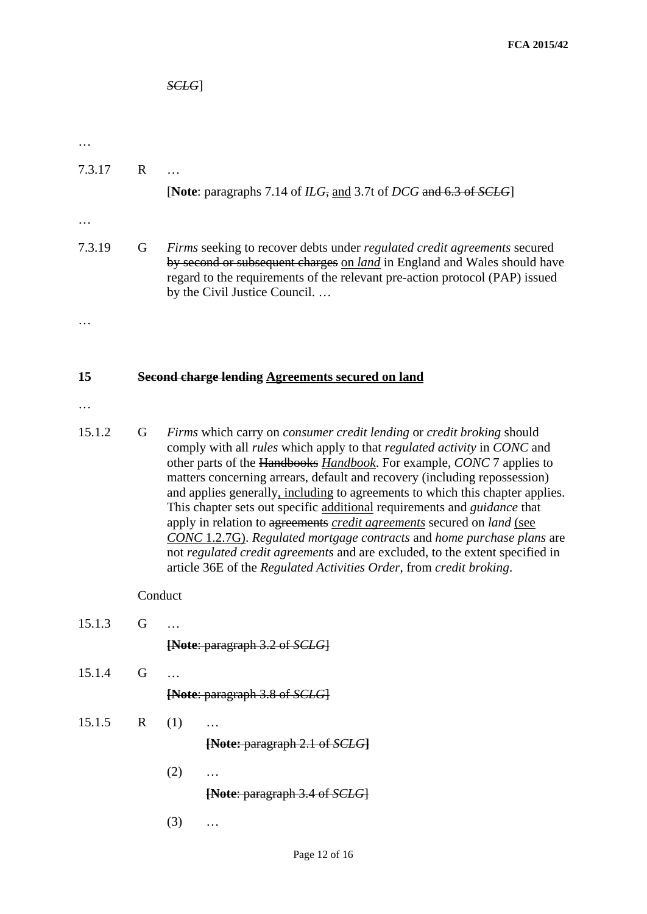*SCLG*]

…

7.3.17 R …

[**Note**: paragraphs 7.14 of *ILG*, and 3.7t of *DCG* and 6.3 of *SCLG*]

…

7.3.19 G *Firms* seeking to recover debts under *regulated credit agreements* secured by second or subsequent charges on *land* in England and Wales should have regard to the requirements of the relevant pre-action protocol (PAP) issued by the Civil Justice Council. …

…

## 15 Second charge lending Agreements secured on land

…

15.1.2 G *Firms* which carry on *consumer credit lending* or *credit broking* should comply with all *rules* which apply to that *regulated activity* in *CONC* and other parts of the Handbooks *Handbook*. For example, *CONC* 7 applies to matters concerning arrears, default and recovery (including repossession) and applies generally, including to agreements to which this chapter applies. This chapter sets out specific additional requirements and *guidance* that apply in relation to agreements *credit agreements* secured on *land* (see *CONC* 1.2.7G). *Regulated mortgage contracts* and *home purchase plans* are not *regulated credit agreements* and are excluded, to the extent specified in article 36E of the *Regulated Activities Order*, from *credit broking*.

Conduct

15.1.3 G …

[**Note**: paragraph 3.2 of *SCLG*]

15.1.4 G …

[**Note**: paragraph 3.8 of *SCLG*]

15.1.5 R (1) …

[**Note:** paragraph 2.1 of *SCLG*]

(2) …

[**Note**: paragraph 3.4 of *SCLG*]

(3) …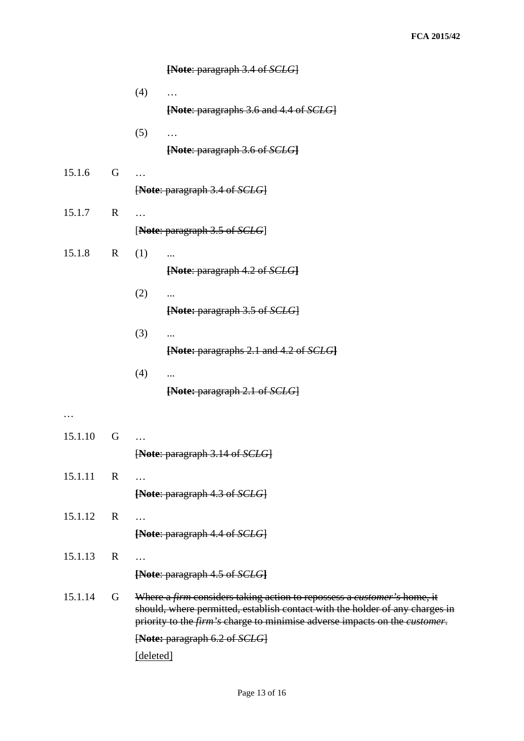~~[**Note**: paragraph 3.4 of *SCLG*]~~

(4) …

~~[**Note**: paragraphs 3.6 and 4.4 of *SCLG*]~~

(5) …

~~[**Note**: paragraph 3.6 of *SCLG*]~~

15.1.6 G …

~~[**Note**: paragraph 3.4 of *SCLG*]~~

15.1.7 R …

~~[**Note**: paragraph 3.5 of *SCLG*]~~

15.1.8 R (1) ...

~~[**Note**: paragraph 4.2 of *SCLG*]~~

(2) ...

~~[**Note:** paragraph 3.5 of *SCLG*]~~

(3) ...

~~[**Note:** paragraphs 2.1 and 4.2 of *SCLG*]~~

(4) ...

~~[**Note:** paragraph 2.1 of *SCLG*]~~

…

15.1.10 G …

~~[**Note**: paragraph 3.14 of *SCLG*]~~

15.1.11 R …

~~[**Note**: paragraph 4.3 of *SCLG*]~~

15.1.12 R …

~~[**Note**: paragraph 4.4 of *SCLG*]~~

15.1.13 R …

~~[**Note**: paragraph 4.5 of *SCLG*]~~

15.1.14 G ~~Where a *firm* considers taking action to repossess a *customer's* home, it should, where permitted, establish contact with the holder of any charges in priority to the *firm's* charge to minimise adverse impacts on the *customer*.~~

~~[**Note:** paragraph 6.2 of *SCLG*]~~

<u>[deleted]</u>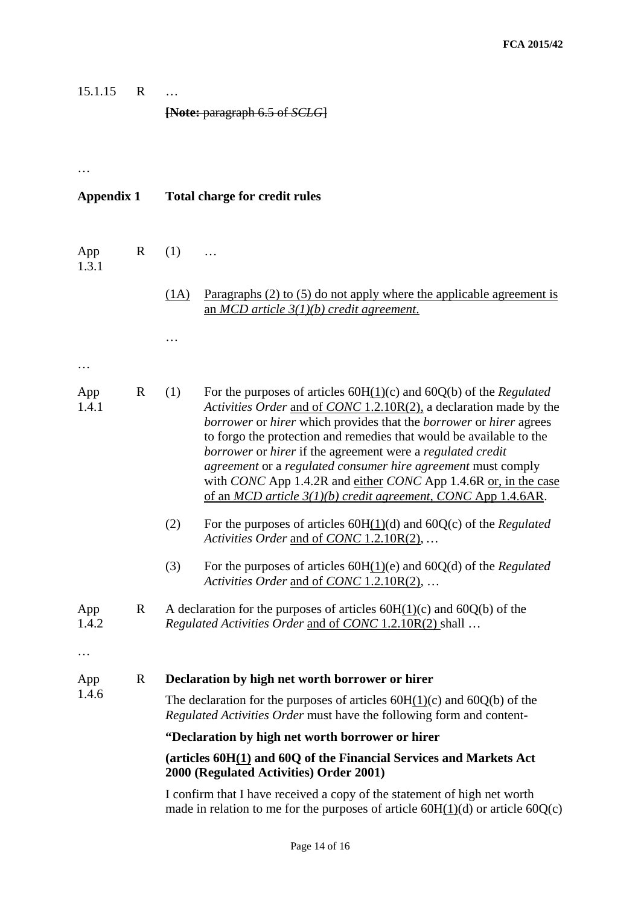15.1.15 R …

~~[Note: paragraph 6.5 of *SCLG*]~~

…

## Appendix 1 Total charge for credit rules

App 1.3.1 R

(1) …

<u>(1A) Paragraphs (2) to (5) do not apply where the applicable agreement is an *MCD article 3(1)(b) credit agreement*.</u>

…

…

App 1.4.1 R

(1) For the purposes of articles 60H<u>(1)</u>(c) and 60Q(b) of the *Regulated Activities Order* <u>and of *CONC* 1.2.10R(2),</u> a declaration made by the *borrower* or *hirer* which provides that the *borrower* or *hirer* agrees to forgo the protection and remedies that would be available to the *borrower* or *hirer* if the agreement were a *regulated credit agreement* or a *regulated consumer hire agreement* must comply with *CONC* App 1.4.2R and <u>either</u> *CONC* App 1.4.6R <u>or, in the case of an *MCD article 3(1)(b) credit agreement*, *CONC* App 1.4.6AR</u>.

(2) For the purposes of articles 60H<u>(1)</u>(d) and 60Q(c) of the *Regulated Activities Order* <u>and of *CONC* 1.2.10R(2)</u>, …

(3) For the purposes of articles 60H<u>(1)</u>(e) and 60Q(d) of the *Regulated Activities Order* <u>and of *CONC* 1.2.10R(2)</u>, …

App 1.4.2 R A declaration for the purposes of articles 60H<u>(1)</u>(c) and 60Q(b) of the *Regulated Activities Order* <u>and of *CONC* 1.2.10R(2)</u> shall …

…

App 1.4.6 R **Declaration by high net worth borrower or hirer**

The declaration for the purposes of articles 60H<u>(1)</u>(c) and 60Q(b) of the *Regulated Activities Order* must have the following form and content-

**"Declaration by high net worth borrower or hirer**

**(articles 60H<u>(1)</u> and 60Q of the Financial Services and Markets Act 2000 (Regulated Activities) Order 2001)**

I confirm that I have received a copy of the statement of high net worth made in relation to me for the purposes of article 60H<u>(1)</u>(d) or article 60Q(c)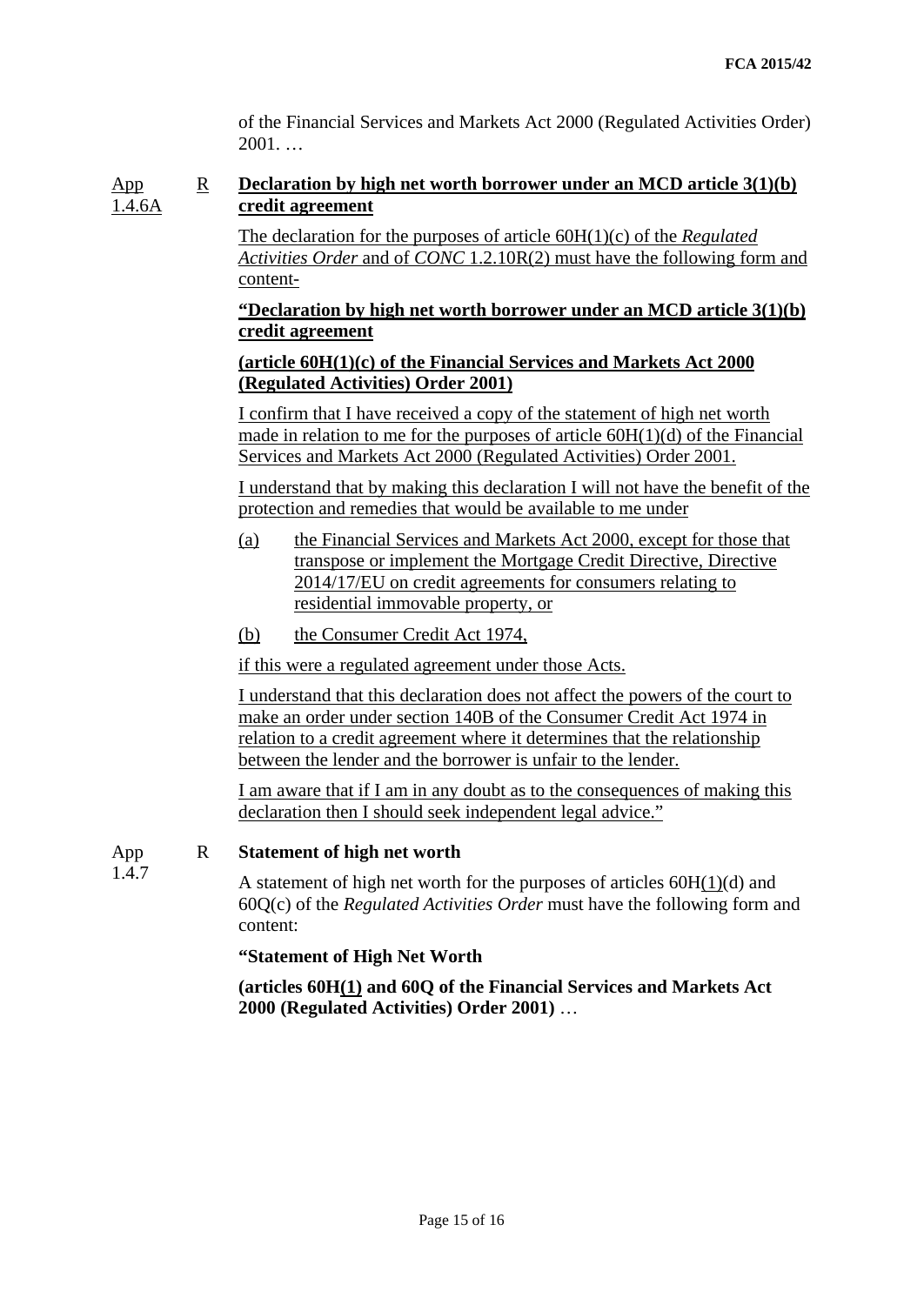of the Financial Services and Markets Act 2000 (Regulated Activities Order) 2001. …

App 1.4.6A R **Declaration by high net worth borrower under an MCD article 3(1)(b) credit agreement**

The declaration for the purposes of article 60H(1)(c) of the *Regulated Activities Order* and of *CONC* 1.2.10R(2) must have the following form and content-

**"Declaration by high net worth borrower under an MCD article 3(1)(b) credit agreement**

**(article 60H(1)(c) of the Financial Services and Markets Act 2000 (Regulated Activities) Order 2001)**

I confirm that I have received a copy of the statement of high net worth made in relation to me for the purposes of article 60H(1)(d) of the Financial Services and Markets Act 2000 (Regulated Activities) Order 2001.

I understand that by making this declaration I will not have the benefit of the protection and remedies that would be available to me under

(a) the Financial Services and Markets Act 2000, except for those that transpose or implement the Mortgage Credit Directive, Directive 2014/17/EU on credit agreements for consumers relating to residential immovable property, or

(b) the Consumer Credit Act 1974,

if this were a regulated agreement under those Acts.

I understand that this declaration does not affect the powers of the court to make an order under section 140B of the Consumer Credit Act 1974 in relation to a credit agreement where it determines that the relationship between the lender and the borrower is unfair to the lender.

I am aware that if I am in any doubt as to the consequences of making this declaration then I should seek independent legal advice."

App 1.4.7 R **Statement of high net worth**

A statement of high net worth for the purposes of articles 60H(1)(d) and 60Q(c) of the *Regulated Activities Order* must have the following form and content:

**"Statement of High Net Worth**

**(articles 60H(1) and 60Q of the Financial Services and Markets Act 2000 (Regulated Activities) Order 2001)** …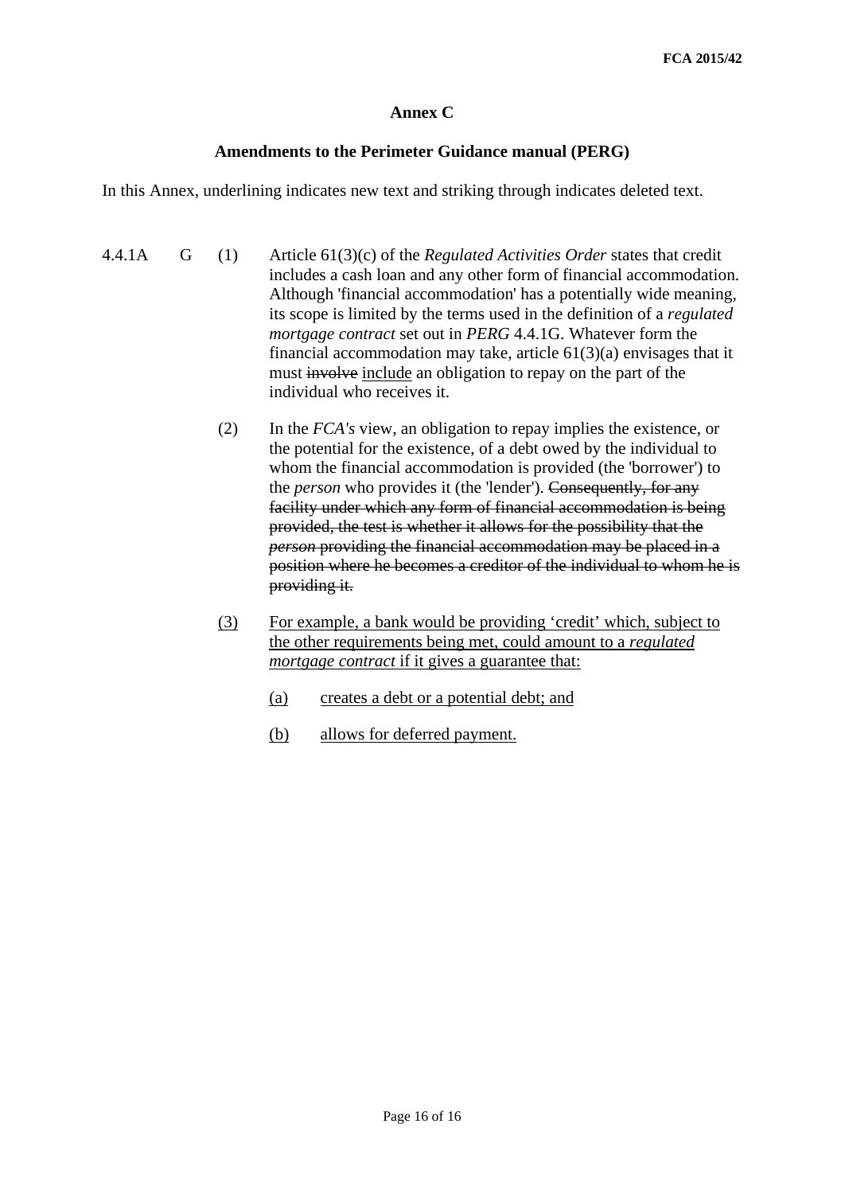## Annex C

### Amendments to the Perimeter Guidance manual (PERG)

In this Annex, underlining indicates new text and striking through indicates deleted text.

4.4.1A G (1) Article 61(3)(c) of the *Regulated Activities Order* states that credit includes a cash loan and any other form of financial accommodation. Although 'financial accommodation' has a potentially wide meaning, its scope is limited by the terms used in the definition of a *regulated mortgage contract* set out in *PERG* 4.4.1G. Whatever form the financial accommodation may take, article 61(3)(a) envisages that it must ~~involve~~ <u>include</u> an obligation to repay on the part of the individual who receives it.

(2) In the *FCA's* view, an obligation to repay implies the existence, or the potential for the existence, of a debt owed by the individual to whom the financial accommodation is provided (the 'borrower') to the *person* who provides it (the 'lender'). ~~Consequently, for any facility under which any form of financial accommodation is being provided, the test is whether it allows for the possibility that the *person* providing the financial accommodation may be placed in a position where he becomes a creditor of the individual to whom he is providing it.~~

<u>(3) For example, a bank would be providing 'credit' which, subject to the other requirements being met, could amount to a *regulated mortgage contract* if it gives a guarantee that:</u>

<u>(a) creates a debt or a potential debt; and</u>

<u>(b) allows for deferred payment.</u>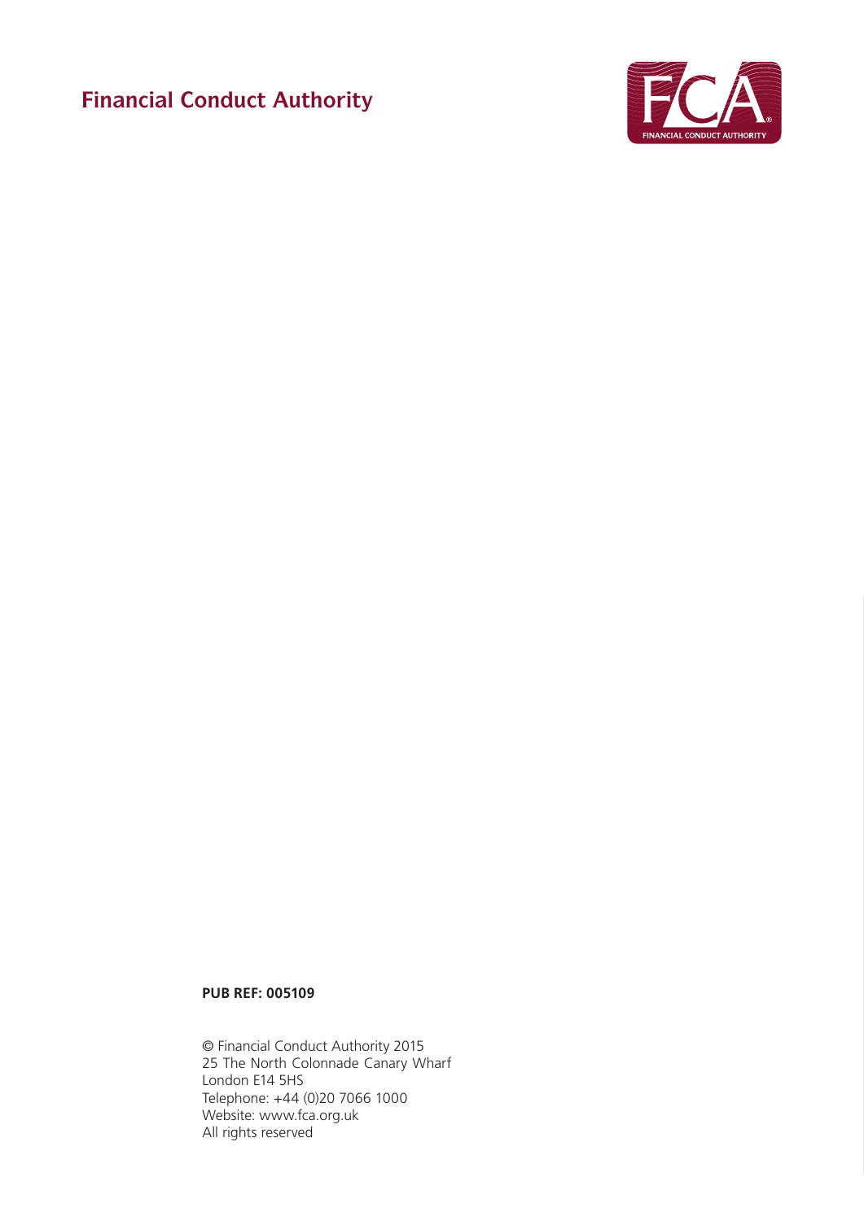**Financial Conduct Authority**

**PUB REF: 005109**

© Financial Conduct Authority 2015
25 The North Colonnade Canary Wharf
London E14 5HS
Telephone: +44 (0)20 7066 1000
Website: www.fca.org.uk
All rights reserved